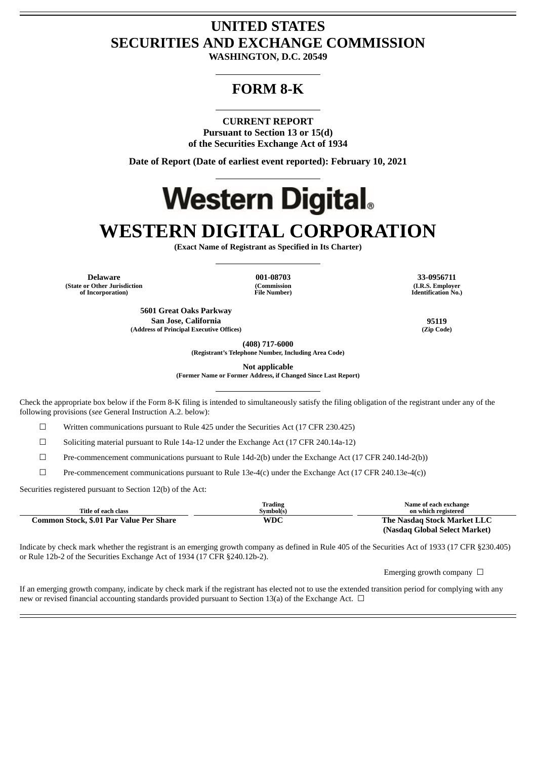# UNITED STATES
# SECURITIES AND EXCHANGE COMMISSION

**WASHINGTON, D.C. 20549**

## FORM 8-K

**CURRENT REPORT**
**Pursuant to Section 13 or 15(d)**
**of the Securities Exchange Act of 1934**

**Date of Report (Date of earliest event reported): February 10, 2021**

Western Digital.

# WESTERN DIGITAL CORPORATION

**(Exact Name of Registrant as Specified in Its Charter)**

| **Delaware** | **001-08703** | **33-0956711** |
|---|---|---|
| (State or Other Jurisdiction of Incorporation) | (Commission File Number) | (I.R.S. Employer Identification No.) |

| **5601 Great Oaks Parkway San Jose, California** | **95119** |
|---|---|
| (Address of Principal Executive Offices) | (Zip Code) |

**(408) 717-6000**
**(Registrant's Telephone Number, Including Area Code)**

**Not applicable**
**(Former Name or Former Address, if Changed Since Last Report)**

Check the appropriate box below if the Form 8-K filing is intended to simultaneously satisfy the filing obligation of the registrant under any of the following provisions (*see* General Instruction A.2. below):

☐ Written communications pursuant to Rule 425 under the Securities Act (17 CFR 230.425)

☐ Soliciting material pursuant to Rule 14a-12 under the Exchange Act (17 CFR 240.14a-12)

☐ Pre-commencement communications pursuant to Rule 14d-2(b) under the Exchange Act (17 CFR 240.14d-2(b))

☐ Pre-commencement communications pursuant to Rule 13e-4(c) under the Exchange Act (17 CFR 240.13e-4(c))

Securities registered pursuant to Section 12(b) of the Act:

| Title of each class | Trading Symbol(s) | Name of each exchange on which registered |
|---|---|---|
| **Common Stock, $.01 Par Value Per Share** | **WDC** | **The Nasdaq Stock Market LLC (Nasdaq Global Select Market)** |

Indicate by check mark whether the registrant is an emerging growth company as defined in Rule 405 of the Securities Act of 1933 (17 CFR §230.405) or Rule 12b-2 of the Securities Exchange Act of 1934 (17 CFR §240.12b-2).

Emerging growth company ☐

If an emerging growth company, indicate by check mark if the registrant has elected not to use the extended transition period for complying with any new or revised financial accounting standards provided pursuant to Section 13(a) of the Exchange Act. ☐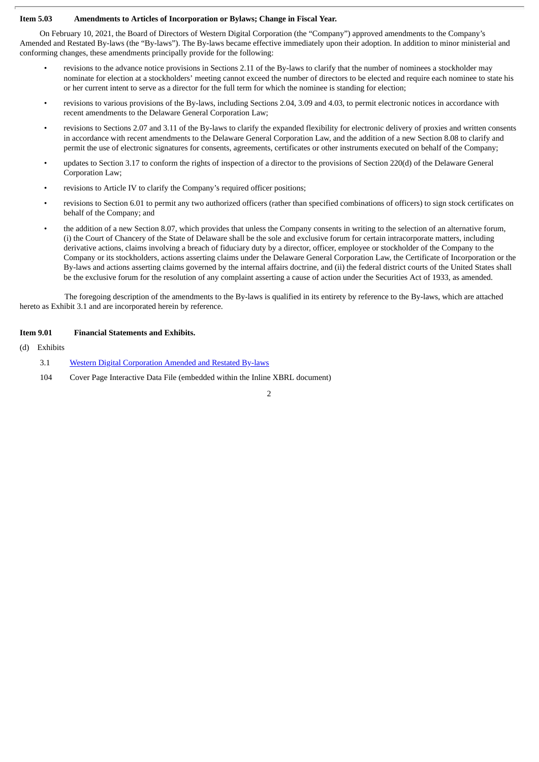**Item 5.03 Amendments to Articles of Incorporation or Bylaws; Change in Fiscal Year.**

On February 10, 2021, the Board of Directors of Western Digital Corporation (the "Company") approved amendments to the Company's Amended and Restated By-laws (the "By-laws"). The By-laws became effective immediately upon their adoption. In addition to minor ministerial and conforming changes, these amendments principally provide for the following:

- revisions to the advance notice provisions in Sections 2.11 of the By-laws to clarify that the number of nominees a stockholder may nominate for election at a stockholders' meeting cannot exceed the number of directors to be elected and require each nominee to state his or her current intent to serve as a director for the full term for which the nominee is standing for election;
- revisions to various provisions of the By-laws, including Sections 2.04, 3.09 and 4.03, to permit electronic notices in accordance with recent amendments to the Delaware General Corporation Law;
- revisions to Sections 2.07 and 3.11 of the By-laws to clarify the expanded flexibility for electronic delivery of proxies and written consents in accordance with recent amendments to the Delaware General Corporation Law, and the addition of a new Section 8.08 to clarify and permit the use of electronic signatures for consents, agreements, certificates or other instruments executed on behalf of the Company;
- updates to Section 3.17 to conform the rights of inspection of a director to the provisions of Section 220(d) of the Delaware General Corporation Law;
- revisions to Article IV to clarify the Company's required officer positions;
- revisions to Section 6.01 to permit any two authorized officers (rather than specified combinations of officers) to sign stock certificates on behalf of the Company; and
- the addition of a new Section 8.07, which provides that unless the Company consents in writing to the selection of an alternative forum, (i) the Court of Chancery of the State of Delaware shall be the sole and exclusive forum for certain intracorporate matters, including derivative actions, claims involving a breach of fiduciary duty by a director, officer, employee or stockholder of the Company to the Company or its stockholders, actions asserting claims under the Delaware General Corporation Law, the Certificate of Incorporation or the By-laws and actions asserting claims governed by the internal affairs doctrine, and (ii) the federal district courts of the United States shall be the exclusive forum for the resolution of any complaint asserting a cause of action under the Securities Act of 1933, as amended.

The foregoing description of the amendments to the By-laws is qualified in its entirety by reference to the By-laws, which are attached hereto as Exhibit 3.1 and are incorporated herein by reference.

**Item 9.01 Financial Statements and Exhibits.**

(d) Exhibits

| | |
|---|---|
| 3.1 | Western Digital Corporation Amended and Restated By-laws |
| 104 | Cover Page Interactive Data File (embedded within the Inline XBRL document) |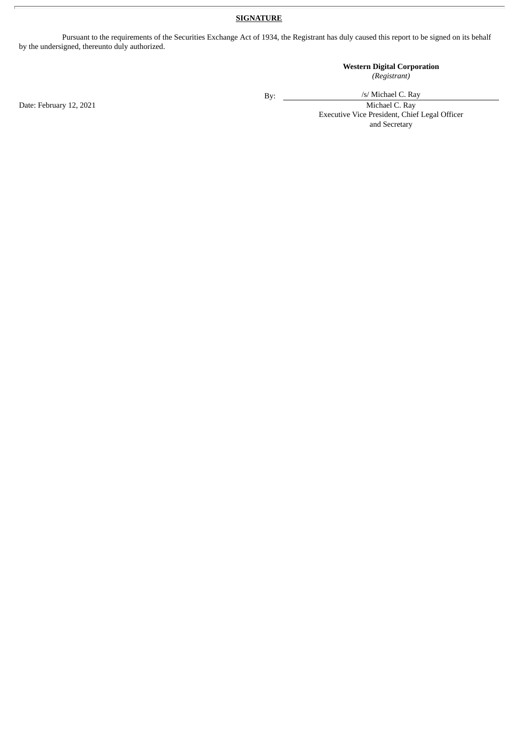**SIGNATURE**

Pursuant to the requirements of the Securities Exchange Act of 1934, the Registrant has duly caused this report to be signed on its behalf by the undersigned, thereunto duly authorized.

**Western Digital Corporation**
*(Registrant)*

Date: February 12, 2021

By: /s/ Michael C. Ray
Michael C. Ray
Executive Vice President, Chief Legal Officer and Secretary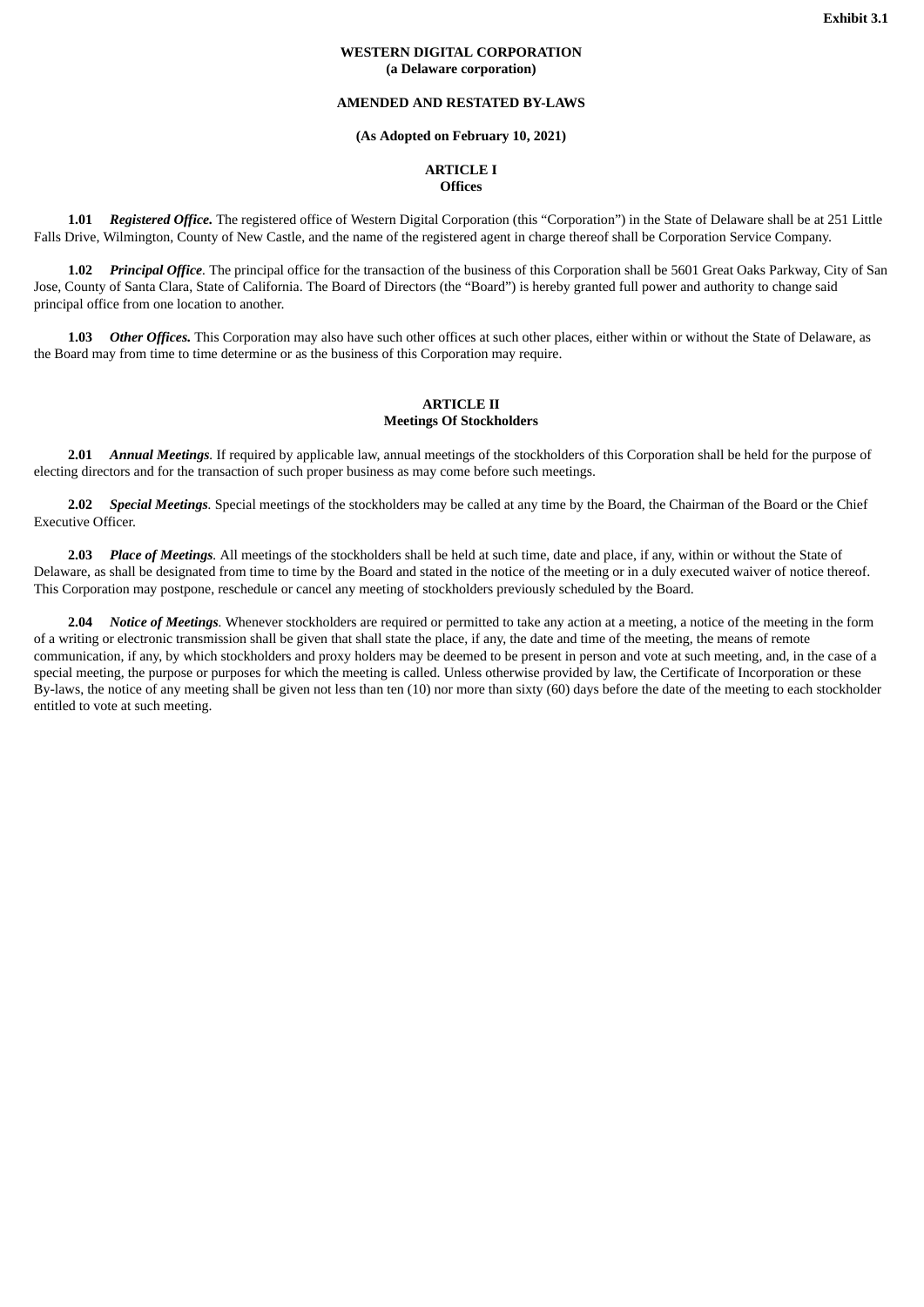**Exhibit 3.1**

**WESTERN DIGITAL CORPORATION**
**(a Delaware corporation)**

**AMENDED AND RESTATED BY-LAWS**

**(As Adopted on February 10, 2021)**

# ARTICLE I
## Offices

**1.01** ***Registered Office.*** The registered office of Western Digital Corporation (this "Corporation") in the State of Delaware shall be at 251 Little Falls Drive, Wilmington, County of New Castle, and the name of the registered agent in charge thereof shall be Corporation Service Company.

**1.02** ***Principal Office***. The principal office for the transaction of the business of this Corporation shall be 5601 Great Oaks Parkway, City of San Jose, County of Santa Clara, State of California. The Board of Directors (the "Board") is hereby granted full power and authority to change said principal office from one location to another.

**1.03** ***Other Offices.*** This Corporation may also have such other offices at such other places, either within or without the State of Delaware, as the Board may from time to time determine or as the business of this Corporation may require.

# ARTICLE II
## Meetings Of Stockholders

**2.01** ***Annual Meetings***. If required by applicable law, annual meetings of the stockholders of this Corporation shall be held for the purpose of electing directors and for the transaction of such proper business as may come before such meetings.

**2.02** ***Special Meetings***. Special meetings of the stockholders may be called at any time by the Board, the Chairman of the Board or the Chief Executive Officer.

**2.03** ***Place of Meetings***. All meetings of the stockholders shall be held at such time, date and place, if any, within or without the State of Delaware, as shall be designated from time to time by the Board and stated in the notice of the meeting or in a duly executed waiver of notice thereof. This Corporation may postpone, reschedule or cancel any meeting of stockholders previously scheduled by the Board.

**2.04** ***Notice of Meetings***. Whenever stockholders are required or permitted to take any action at a meeting, a notice of the meeting in the form of a writing or electronic transmission shall be given that shall state the place, if any, the date and time of the meeting, the means of remote communication, if any, by which stockholders and proxy holders may be deemed to be present in person and vote at such meeting, and, in the case of a special meeting, the purpose or purposes for which the meeting is called. Unless otherwise provided by law, the Certificate of Incorporation or these By-laws, the notice of any meeting shall be given not less than ten (10) nor more than sixty (60) days before the date of the meeting to each stockholder entitled to vote at such meeting.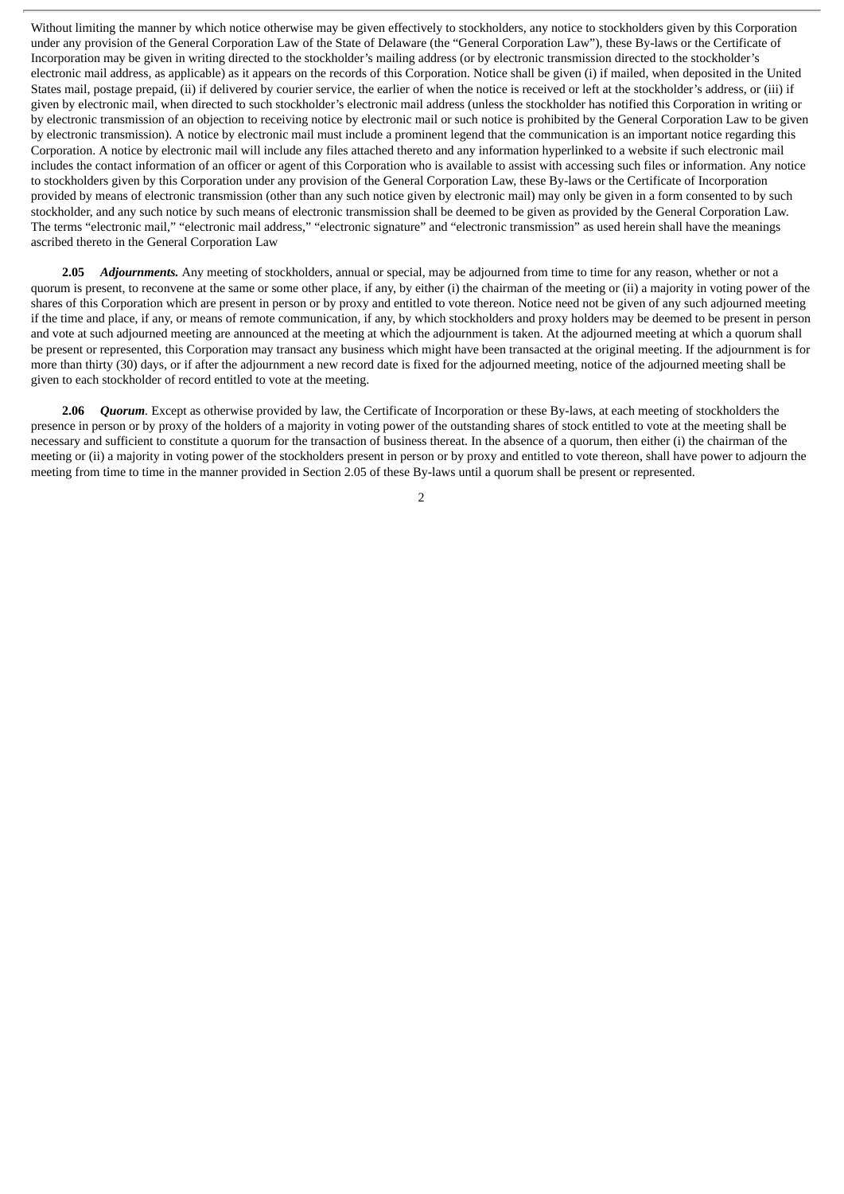Without limiting the manner by which notice otherwise may be given effectively to stockholders, any notice to stockholders given by this Corporation under any provision of the General Corporation Law of the State of Delaware (the "General Corporation Law"), these By-laws or the Certificate of Incorporation may be given in writing directed to the stockholder's mailing address (or by electronic transmission directed to the stockholder's electronic mail address, as applicable) as it appears on the records of this Corporation. Notice shall be given (i) if mailed, when deposited in the United States mail, postage prepaid, (ii) if delivered by courier service, the earlier of when the notice is received or left at the stockholder's address, or (iii) if given by electronic mail, when directed to such stockholder's electronic mail address (unless the stockholder has notified this Corporation in writing or by electronic transmission of an objection to receiving notice by electronic mail or such notice is prohibited by the General Corporation Law to be given by electronic transmission). A notice by electronic mail must include a prominent legend that the communication is an important notice regarding this Corporation. A notice by electronic mail will include any files attached thereto and any information hyperlinked to a website if such electronic mail includes the contact information of an officer or agent of this Corporation who is available to assist with accessing such files or information. Any notice to stockholders given by this Corporation under any provision of the General Corporation Law, these By-laws or the Certificate of Incorporation provided by means of electronic transmission (other than any such notice given by electronic mail) may only be given in a form consented to by such stockholder, and any such notice by such means of electronic transmission shall be deemed to be given as provided by the General Corporation Law. The terms "electronic mail," "electronic mail address," "electronic signature" and "electronic transmission" as used herein shall have the meanings ascribed thereto in the General Corporation Law

**2.05** ***Adjournments.*** Any meeting of stockholders, annual or special, may be adjourned from time to time for any reason, whether or not a quorum is present, to reconvene at the same or some other place, if any, by either (i) the chairman of the meeting or (ii) a majority in voting power of the shares of this Corporation which are present in person or by proxy and entitled to vote thereon. Notice need not be given of any such adjourned meeting if the time and place, if any, or means of remote communication, if any, by which stockholders and proxy holders may be deemed to be present in person and vote at such adjourned meeting are announced at the meeting at which the adjournment is taken. At the adjourned meeting at which a quorum shall be present or represented, this Corporation may transact any business which might have been transacted at the original meeting. If the adjournment is for more than thirty (30) days, or if after the adjournment a new record date is fixed for the adjourned meeting, notice of the adjourned meeting shall be given to each stockholder of record entitled to vote at the meeting.

**2.06** ***Quorum.*** Except as otherwise provided by law, the Certificate of Incorporation or these By-laws, at each meeting of stockholders the presence in person or by proxy of the holders of a majority in voting power of the outstanding shares of stock entitled to vote at the meeting shall be necessary and sufficient to constitute a quorum for the transaction of business thereat. In the absence of a quorum, then either (i) the chairman of the meeting or (ii) a majority in voting power of the stockholders present in person or by proxy and entitled to vote thereon, shall have power to adjourn the meeting from time to time in the manner provided in Section 2.05 of these By-laws until a quorum shall be present or represented.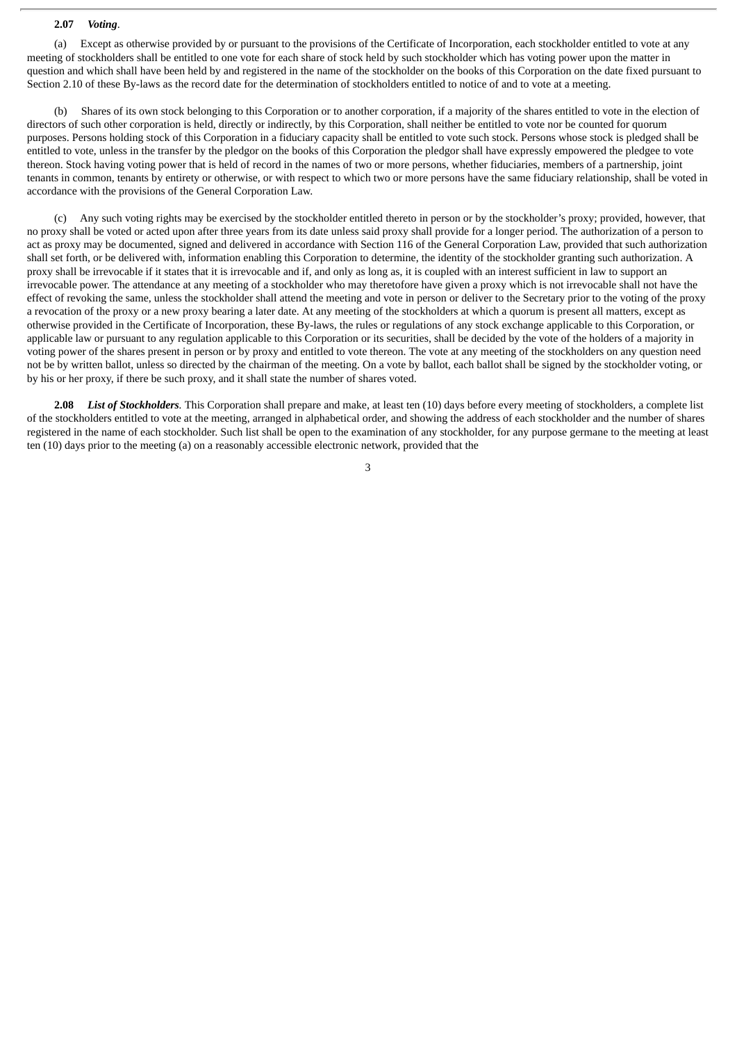**2.07** ***Voting***.

(a) Except as otherwise provided by or pursuant to the provisions of the Certificate of Incorporation, each stockholder entitled to vote at any meeting of stockholders shall be entitled to one vote for each share of stock held by such stockholder which has voting power upon the matter in question and which shall have been held by and registered in the name of the stockholder on the books of this Corporation on the date fixed pursuant to Section 2.10 of these By-laws as the record date for the determination of stockholders entitled to notice of and to vote at a meeting.

(b) Shares of its own stock belonging to this Corporation or to another corporation, if a majority of the shares entitled to vote in the election of directors of such other corporation is held, directly or indirectly, by this Corporation, shall neither be entitled to vote nor be counted for quorum purposes. Persons holding stock of this Corporation in a fiduciary capacity shall be entitled to vote such stock. Persons whose stock is pledged shall be entitled to vote, unless in the transfer by the pledgor on the books of this Corporation the pledgor shall have expressly empowered the pledgee to vote thereon. Stock having voting power that is held of record in the names of two or more persons, whether fiduciaries, members of a partnership, joint tenants in common, tenants by entirety or otherwise, or with respect to which two or more persons have the same fiduciary relationship, shall be voted in accordance with the provisions of the General Corporation Law.

(c) Any such voting rights may be exercised by the stockholder entitled thereto in person or by the stockholder's proxy; provided, however, that no proxy shall be voted or acted upon after three years from its date unless said proxy shall provide for a longer period. The authorization of a person to act as proxy may be documented, signed and delivered in accordance with Section 116 of the General Corporation Law, provided that such authorization shall set forth, or be delivered with, information enabling this Corporation to determine, the identity of the stockholder granting such authorization. A proxy shall be irrevocable if it states that it is irrevocable and if, and only as long as, it is coupled with an interest sufficient in law to support an irrevocable power. The attendance at any meeting of a stockholder who may theretofore have given a proxy which is not irrevocable shall not have the effect of revoking the same, unless the stockholder shall attend the meeting and vote in person or deliver to the Secretary prior to the voting of the proxy a revocation of the proxy or a new proxy bearing a later date. At any meeting of the stockholders at which a quorum is present all matters, except as otherwise provided in the Certificate of Incorporation, these By-laws, the rules or regulations of any stock exchange applicable to this Corporation, or applicable law or pursuant to any regulation applicable to this Corporation or its securities, shall be decided by the vote of the holders of a majority in voting power of the shares present in person or by proxy and entitled to vote thereon. The vote at any meeting of the stockholders on any question need not be by written ballot, unless so directed by the chairman of the meeting. On a vote by ballot, each ballot shall be signed by the stockholder voting, or by his or her proxy, if there be such proxy, and it shall state the number of shares voted.

**2.08** ***List of Stockholders***. This Corporation shall prepare and make, at least ten (10) days before every meeting of stockholders, a complete list of the stockholders entitled to vote at the meeting, arranged in alphabetical order, and showing the address of each stockholder and the number of shares registered in the name of each stockholder. Such list shall be open to the examination of any stockholder, for any purpose germane to the meeting at least ten (10) days prior to the meeting (a) on a reasonably accessible electronic network, provided that the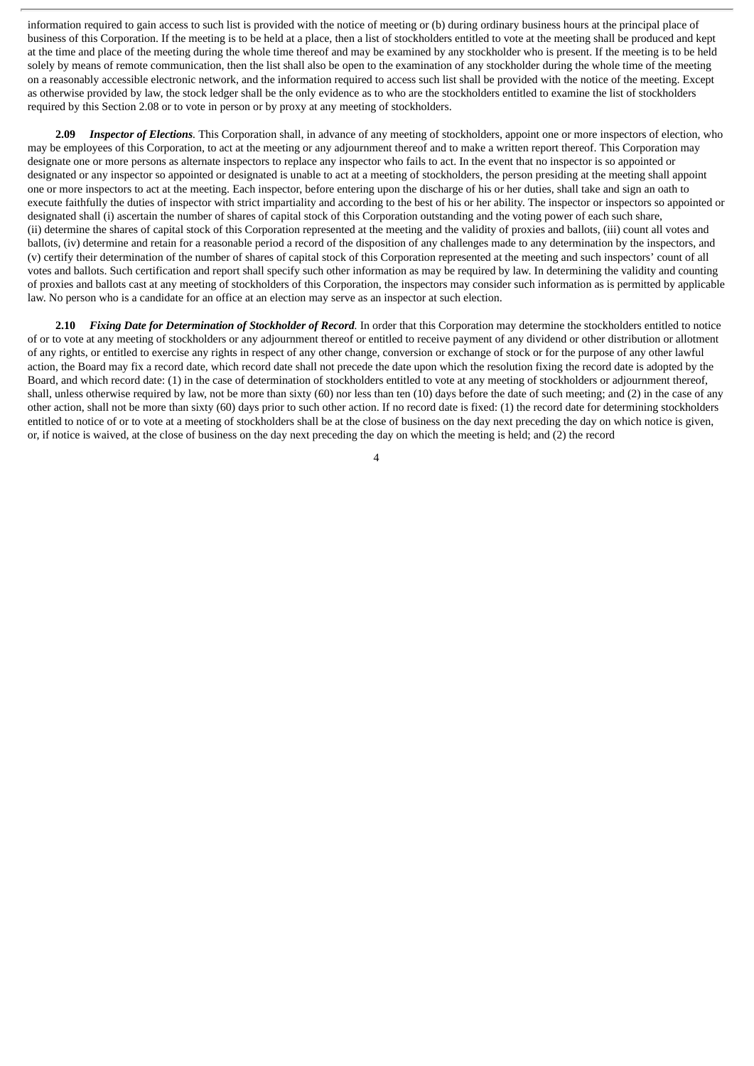information required to gain access to such list is provided with the notice of meeting or (b) during ordinary business hours at the principal place of business of this Corporation. If the meeting is to be held at a place, then a list of stockholders entitled to vote at the meeting shall be produced and kept at the time and place of the meeting during the whole time thereof and may be examined by any stockholder who is present. If the meeting is to be held solely by means of remote communication, then the list shall also be open to the examination of any stockholder during the whole time of the meeting on a reasonably accessible electronic network, and the information required to access such list shall be provided with the notice of the meeting. Except as otherwise provided by law, the stock ledger shall be the only evidence as to who are the stockholders entitled to examine the list of stockholders required by this Section 2.08 or to vote in person or by proxy at any meeting of stockholders.

**2.09** ***Inspector of Elections***. This Corporation shall, in advance of any meeting of stockholders, appoint one or more inspectors of election, who may be employees of this Corporation, to act at the meeting or any adjournment thereof and to make a written report thereof. This Corporation may designate one or more persons as alternate inspectors to replace any inspector who fails to act. In the event that no inspector is so appointed or designated or any inspector so appointed or designated is unable to act at a meeting of stockholders, the person presiding at the meeting shall appoint one or more inspectors to act at the meeting. Each inspector, before entering upon the discharge of his or her duties, shall take and sign an oath to execute faithfully the duties of inspector with strict impartiality and according to the best of his or her ability. The inspector or inspectors so appointed or designated shall (i) ascertain the number of shares of capital stock of this Corporation outstanding and the voting power of each such share, (ii) determine the shares of capital stock of this Corporation represented at the meeting and the validity of proxies and ballots, (iii) count all votes and ballots, (iv) determine and retain for a reasonable period a record of the disposition of any challenges made to any determination by the inspectors, and (v) certify their determination of the number of shares of capital stock of this Corporation represented at the meeting and such inspectors' count of all votes and ballots. Such certification and report shall specify such other information as may be required by law. In determining the validity and counting of proxies and ballots cast at any meeting of stockholders of this Corporation, the inspectors may consider such information as is permitted by applicable law. No person who is a candidate for an office at an election may serve as an inspector at such election.

**2.10** ***Fixing Date for Determination of Stockholder of Record***. In order that this Corporation may determine the stockholders entitled to notice of or to vote at any meeting of stockholders or any adjournment thereof or entitled to receive payment of any dividend or other distribution or allotment of any rights, or entitled to exercise any rights in respect of any other change, conversion or exchange of stock or for the purpose of any other lawful action, the Board may fix a record date, which record date shall not precede the date upon which the resolution fixing the record date is adopted by the Board, and which record date: (1) in the case of determination of stockholders entitled to vote at any meeting of stockholders or adjournment thereof, shall, unless otherwise required by law, not be more than sixty (60) nor less than ten (10) days before the date of such meeting; and (2) in the case of any other action, shall not be more than sixty (60) days prior to such other action. If no record date is fixed: (1) the record date for determining stockholders entitled to notice of or to vote at a meeting of stockholders shall be at the close of business on the day next preceding the day on which notice is given, or, if notice is waived, at the close of business on the day next preceding the day on which the meeting is held; and (2) the record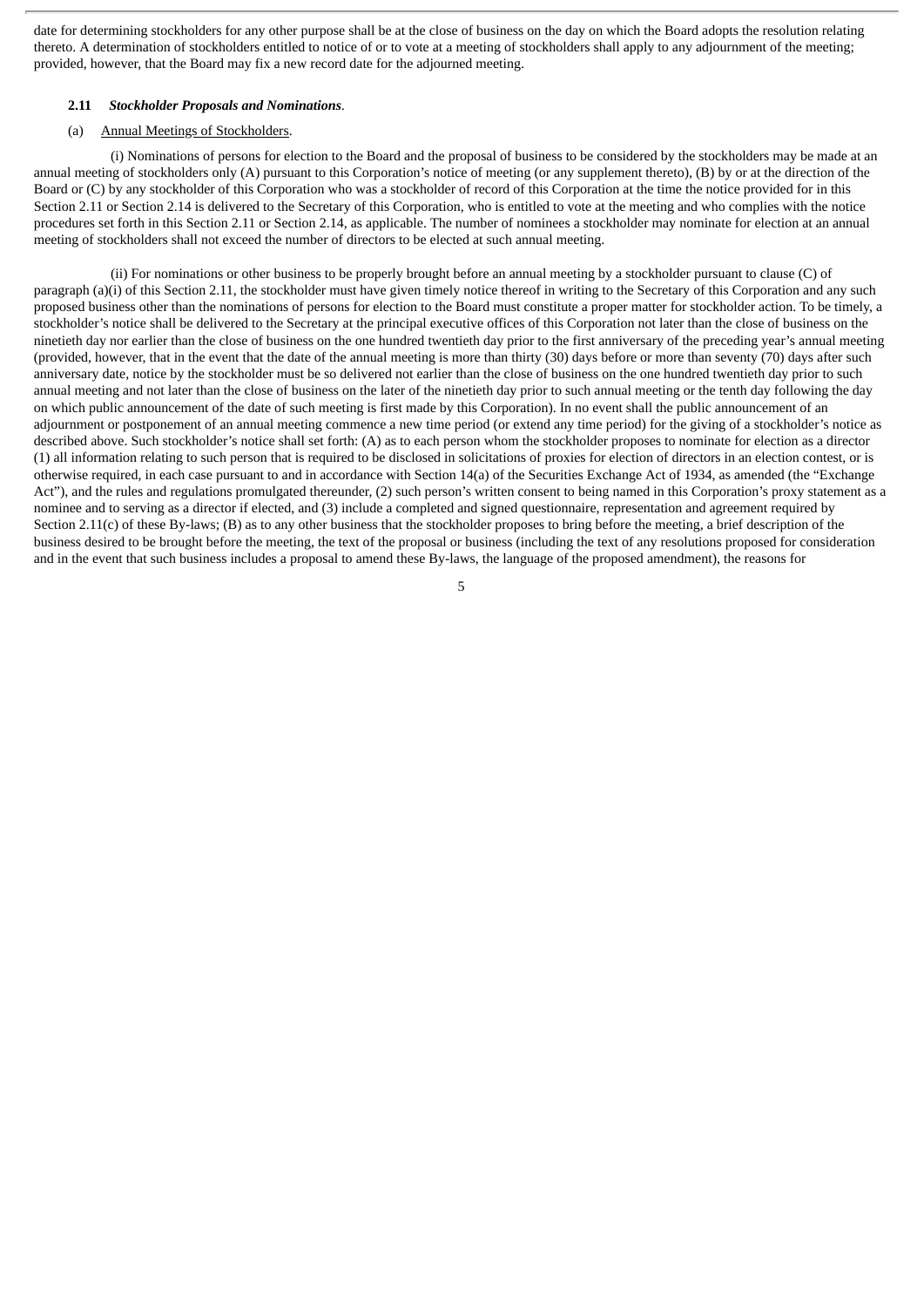date for determining stockholders for any other purpose shall be at the close of business on the day on which the Board adopts the resolution relating thereto. A determination of stockholders entitled to notice of or to vote at a meeting of stockholders shall apply to any adjournment of the meeting; provided, however, that the Board may fix a new record date for the adjourned meeting.

**2.11** ***Stockholder Proposals and Nominations***.

(a) Annual Meetings of Stockholders.

(i) Nominations of persons for election to the Board and the proposal of business to be considered by the stockholders may be made at an annual meeting of stockholders only (A) pursuant to this Corporation's notice of meeting (or any supplement thereto), (B) by or at the direction of the Board or (C) by any stockholder of this Corporation who was a stockholder of record of this Corporation at the time the notice provided for in this Section 2.11 or Section 2.14 is delivered to the Secretary of this Corporation, who is entitled to vote at the meeting and who complies with the notice procedures set forth in this Section 2.11 or Section 2.14, as applicable. The number of nominees a stockholder may nominate for election at an annual meeting of stockholders shall not exceed the number of directors to be elected at such annual meeting.

(ii) For nominations or other business to be properly brought before an annual meeting by a stockholder pursuant to clause (C) of paragraph (a)(i) of this Section 2.11, the stockholder must have given timely notice thereof in writing to the Secretary of this Corporation and any such proposed business other than the nominations of persons for election to the Board must constitute a proper matter for stockholder action. To be timely, a stockholder's notice shall be delivered to the Secretary at the principal executive offices of this Corporation not later than the close of business on the ninetieth day nor earlier than the close of business on the one hundred twentieth day prior to the first anniversary of the preceding year's annual meeting (provided, however, that in the event that the date of the annual meeting is more than thirty (30) days before or more than seventy (70) days after such anniversary date, notice by the stockholder must be so delivered not earlier than the close of business on the one hundred twentieth day prior to such annual meeting and not later than the close of business on the later of the ninetieth day prior to such annual meeting or the tenth day following the day on which public announcement of the date of such meeting is first made by this Corporation). In no event shall the public announcement of an adjournment or postponement of an annual meeting commence a new time period (or extend any time period) for the giving of a stockholder's notice as described above. Such stockholder's notice shall set forth: (A) as to each person whom the stockholder proposes to nominate for election as a director (1) all information relating to such person that is required to be disclosed in solicitations of proxies for election of directors in an election contest, or is otherwise required, in each case pursuant to and in accordance with Section 14(a) of the Securities Exchange Act of 1934, as amended (the "Exchange Act"), and the rules and regulations promulgated thereunder, (2) such person's written consent to being named in this Corporation's proxy statement as a nominee and to serving as a director if elected, and (3) include a completed and signed questionnaire, representation and agreement required by Section 2.11(c) of these By-laws; (B) as to any other business that the stockholder proposes to bring before the meeting, a brief description of the business desired to be brought before the meeting, the text of the proposal or business (including the text of any resolutions proposed for consideration and in the event that such business includes a proposal to amend these By-laws, the language of the proposed amendment), the reasons for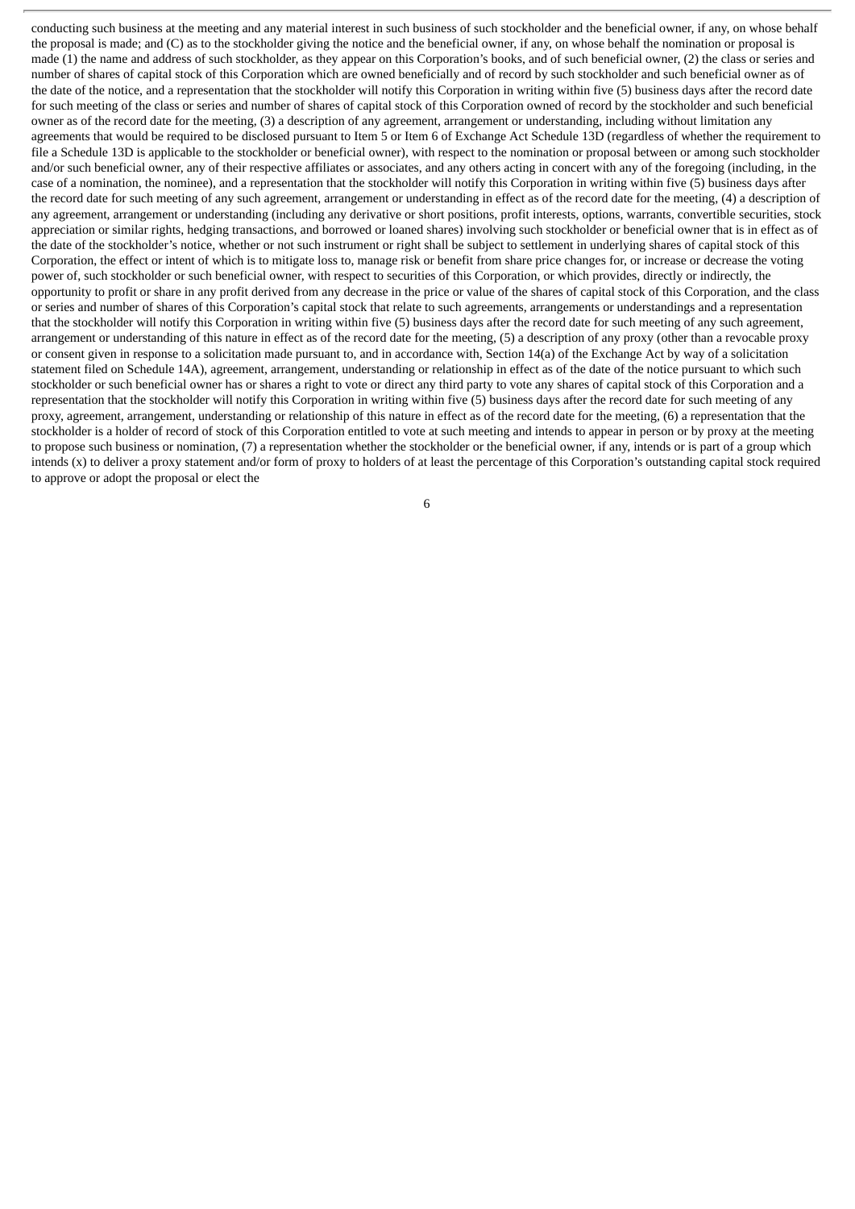conducting such business at the meeting and any material interest in such business of such stockholder and the beneficial owner, if any, on whose behalf the proposal is made; and (C) as to the stockholder giving the notice and the beneficial owner, if any, on whose behalf the nomination or proposal is made (1) the name and address of such stockholder, as they appear on this Corporation's books, and of such beneficial owner, (2) the class or series and number of shares of capital stock of this Corporation which are owned beneficially and of record by such stockholder and such beneficial owner as of the date of the notice, and a representation that the stockholder will notify this Corporation in writing within five (5) business days after the record date for such meeting of the class or series and number of shares of capital stock of this Corporation owned of record by the stockholder and such beneficial owner as of the record date for the meeting, (3) a description of any agreement, arrangement or understanding, including without limitation any agreements that would be required to be disclosed pursuant to Item 5 or Item 6 of Exchange Act Schedule 13D (regardless of whether the requirement to file a Schedule 13D is applicable to the stockholder or beneficial owner), with respect to the nomination or proposal between or among such stockholder and/or such beneficial owner, any of their respective affiliates or associates, and any others acting in concert with any of the foregoing (including, in the case of a nomination, the nominee), and a representation that the stockholder will notify this Corporation in writing within five (5) business days after the record date for such meeting of any such agreement, arrangement or understanding in effect as of the record date for the meeting, (4) a description of any agreement, arrangement or understanding (including any derivative or short positions, profit interests, options, warrants, convertible securities, stock appreciation or similar rights, hedging transactions, and borrowed or loaned shares) involving such stockholder or beneficial owner that is in effect as of the date of the stockholder's notice, whether or not such instrument or right shall be subject to settlement in underlying shares of capital stock of this Corporation, the effect or intent of which is to mitigate loss to, manage risk or benefit from share price changes for, or increase or decrease the voting power of, such stockholder or such beneficial owner, with respect to securities of this Corporation, or which provides, directly or indirectly, the opportunity to profit or share in any profit derived from any decrease in the price or value of the shares of capital stock of this Corporation, and the class or series and number of shares of this Corporation's capital stock that relate to such agreements, arrangements or understandings and a representation that the stockholder will notify this Corporation in writing within five (5) business days after the record date for such meeting of any such agreement, arrangement or understanding of this nature in effect as of the record date for the meeting, (5) a description of any proxy (other than a revocable proxy or consent given in response to a solicitation made pursuant to, and in accordance with, Section 14(a) of the Exchange Act by way of a solicitation statement filed on Schedule 14A), agreement, arrangement, understanding or relationship in effect as of the date of the notice pursuant to which such stockholder or such beneficial owner has or shares a right to vote or direct any third party to vote any shares of capital stock of this Corporation and a representation that the stockholder will notify this Corporation in writing within five (5) business days after the record date for such meeting of any proxy, agreement, arrangement, understanding or relationship of this nature in effect as of the record date for the meeting, (6) a representation that the stockholder is a holder of record of stock of this Corporation entitled to vote at such meeting and intends to appear in person or by proxy at the meeting to propose such business or nomination, (7) a representation whether the stockholder or the beneficial owner, if any, intends or is part of a group which intends (x) to deliver a proxy statement and/or form of proxy to holders of at least the percentage of this Corporation's outstanding capital stock required to approve or adopt the proposal or elect the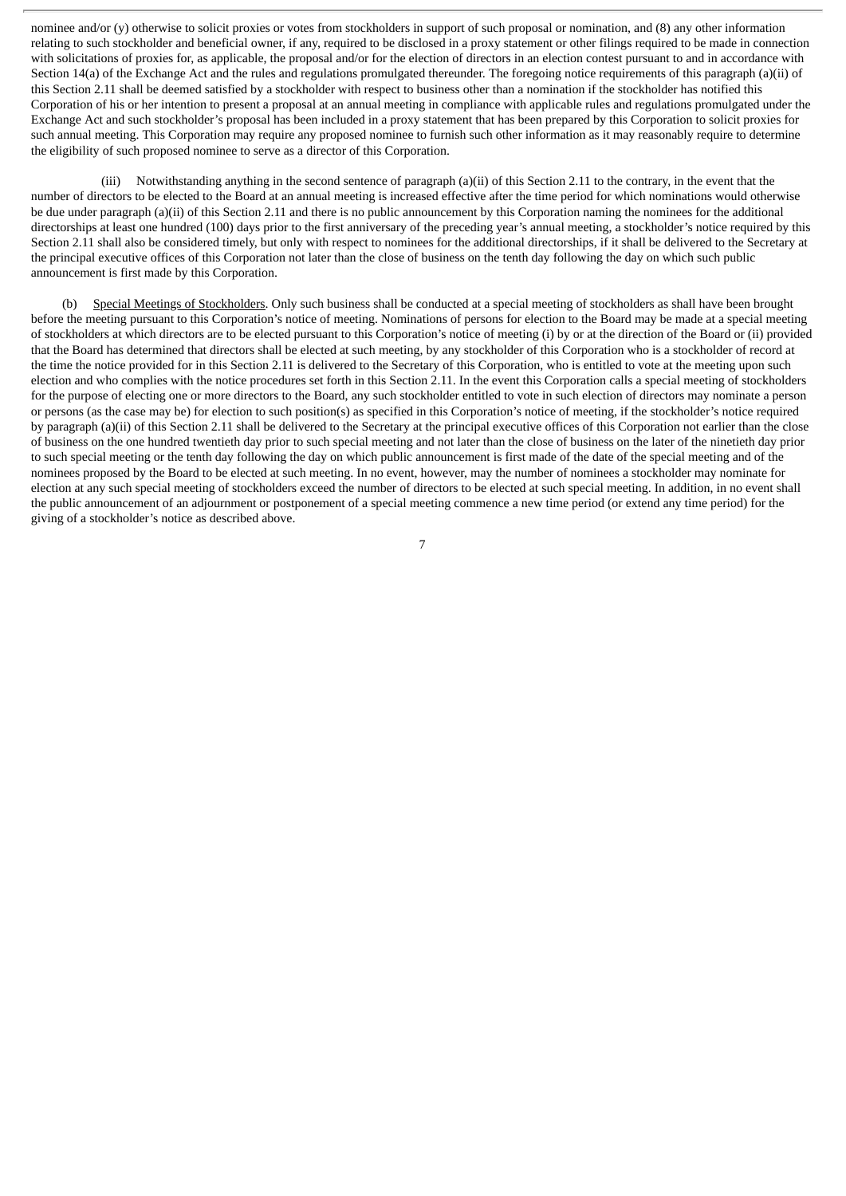nominee and/or (y) otherwise to solicit proxies or votes from stockholders in support of such proposal or nomination, and (8) any other information relating to such stockholder and beneficial owner, if any, required to be disclosed in a proxy statement or other filings required to be made in connection with solicitations of proxies for, as applicable, the proposal and/or for the election of directors in an election contest pursuant to and in accordance with Section 14(a) of the Exchange Act and the rules and regulations promulgated thereunder. The foregoing notice requirements of this paragraph (a)(ii) of this Section 2.11 shall be deemed satisfied by a stockholder with respect to business other than a nomination if the stockholder has notified this Corporation of his or her intention to present a proposal at an annual meeting in compliance with applicable rules and regulations promulgated under the Exchange Act and such stockholder's proposal has been included in a proxy statement that has been prepared by this Corporation to solicit proxies for such annual meeting. This Corporation may require any proposed nominee to furnish such other information as it may reasonably require to determine the eligibility of such proposed nominee to serve as a director of this Corporation.

(iii) Notwithstanding anything in the second sentence of paragraph (a)(ii) of this Section 2.11 to the contrary, in the event that the number of directors to be elected to the Board at an annual meeting is increased effective after the time period for which nominations would otherwise be due under paragraph (a)(ii) of this Section 2.11 and there is no public announcement by this Corporation naming the nominees for the additional directorships at least one hundred (100) days prior to the first anniversary of the preceding year's annual meeting, a stockholder's notice required by this Section 2.11 shall also be considered timely, but only with respect to nominees for the additional directorships, if it shall be delivered to the Secretary at the principal executive offices of this Corporation not later than the close of business on the tenth day following the day on which such public announcement is first made by this Corporation.

(b) Special Meetings of Stockholders. Only such business shall be conducted at a special meeting of stockholders as shall have been brought before the meeting pursuant to this Corporation's notice of meeting. Nominations of persons for election to the Board may be made at a special meeting of stockholders at which directors are to be elected pursuant to this Corporation's notice of meeting (i) by or at the direction of the Board or (ii) provided that the Board has determined that directors shall be elected at such meeting, by any stockholder of this Corporation who is a stockholder of record at the time the notice provided for in this Section 2.11 is delivered to the Secretary of this Corporation, who is entitled to vote at the meeting upon such election and who complies with the notice procedures set forth in this Section 2.11. In the event this Corporation calls a special meeting of stockholders for the purpose of electing one or more directors to the Board, any such stockholder entitled to vote in such election of directors may nominate a person or persons (as the case may be) for election to such position(s) as specified in this Corporation's notice of meeting, if the stockholder's notice required by paragraph (a)(ii) of this Section 2.11 shall be delivered to the Secretary at the principal executive offices of this Corporation not earlier than the close of business on the one hundred twentieth day prior to such special meeting and not later than the close of business on the later of the ninetieth day prior to such special meeting or the tenth day following the day on which public announcement is first made of the date of the special meeting and of the nominees proposed by the Board to be elected at such meeting. In no event, however, may the number of nominees a stockholder may nominate for election at any such special meeting of stockholders exceed the number of directors to be elected at such special meeting. In addition, in no event shall the public announcement of an adjournment or postponement of a special meeting commence a new time period (or extend any time period) for the giving of a stockholder's notice as described above.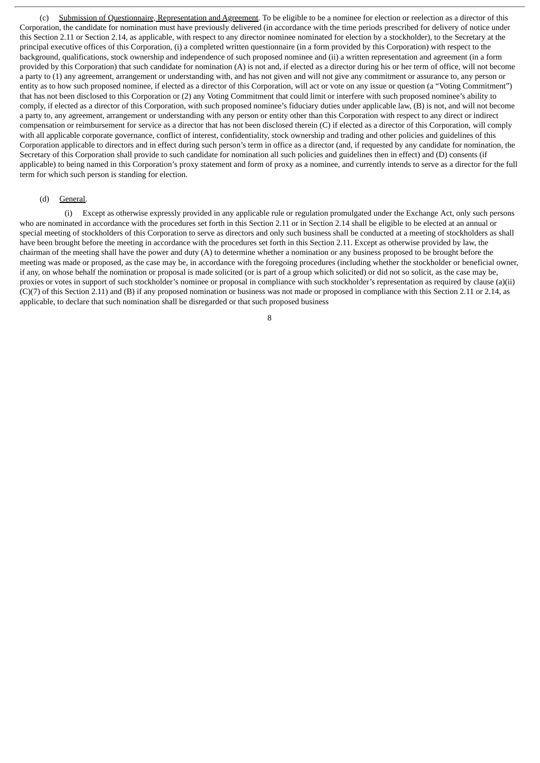(c) Submission of Questionnaire, Representation and Agreement. To be eligible to be a nominee for election or reelection as a director of this Corporation, the candidate for nomination must have previously delivered (in accordance with the time periods prescribed for delivery of notice under this Section 2.11 or Section 2.14, as applicable, with respect to any director nominee nominated for election by a stockholder), to the Secretary at the principal executive offices of this Corporation, (i) a completed written questionnaire (in a form provided by this Corporation) with respect to the background, qualifications, stock ownership and independence of such proposed nominee and (ii) a written representation and agreement (in a form provided by this Corporation) that such candidate for nomination (A) is not and, if elected as a director during his or her term of office, will not become a party to (1) any agreement, arrangement or understanding with, and has not given and will not give any commitment or assurance to, any person or entity as to how such proposed nominee, if elected as a director of this Corporation, will act or vote on any issue or question (a "Voting Commitment") that has not been disclosed to this Corporation or (2) any Voting Commitment that could limit or interfere with such proposed nominee's ability to comply, if elected as a director of this Corporation, with such proposed nominee's fiduciary duties under applicable law, (B) is not, and will not become a party to, any agreement, arrangement or understanding with any person or entity other than this Corporation with respect to any direct or indirect compensation or reimbursement for service as a director that has not been disclosed therein (C) if elected as a director of this Corporation, will comply with all applicable corporate governance, conflict of interest, confidentiality, stock ownership and trading and other policies and guidelines of this Corporation applicable to directors and in effect during such person's term in office as a director (and, if requested by any candidate for nomination, the Secretary of this Corporation shall provide to such candidate for nomination all such policies and guidelines then in effect) and (D) consents (if applicable) to being named in this Corporation's proxy statement and form of proxy as a nominee, and currently intends to serve as a director for the full term for which such person is standing for election.

(d) General.

(i) Except as otherwise expressly provided in any applicable rule or regulation promulgated under the Exchange Act, only such persons who are nominated in accordance with the procedures set forth in this Section 2.11 or in Section 2.14 shall be eligible to be elected at an annual or special meeting of stockholders of this Corporation to serve as directors and only such business shall be conducted at a meeting of stockholders as shall have been brought before the meeting in accordance with the procedures set forth in this Section 2.11. Except as otherwise provided by law, the chairman of the meeting shall have the power and duty (A) to determine whether a nomination or any business proposed to be brought before the meeting was made or proposed, as the case may be, in accordance with the foregoing procedures (including whether the stockholder or beneficial owner, if any, on whose behalf the nomination or proposal is made solicited (or is part of a group which solicited) or did not so solicit, as the case may be, proxies or votes in support of such stockholder's nominee or proposal in compliance with such stockholder's representation as required by clause (a)(ii)(C)(7) of this Section 2.11) and (B) if any proposed nomination or business was not made or proposed in compliance with this Section 2.11 or 2.14, as applicable, to declare that such nomination shall be disregarded or that such proposed business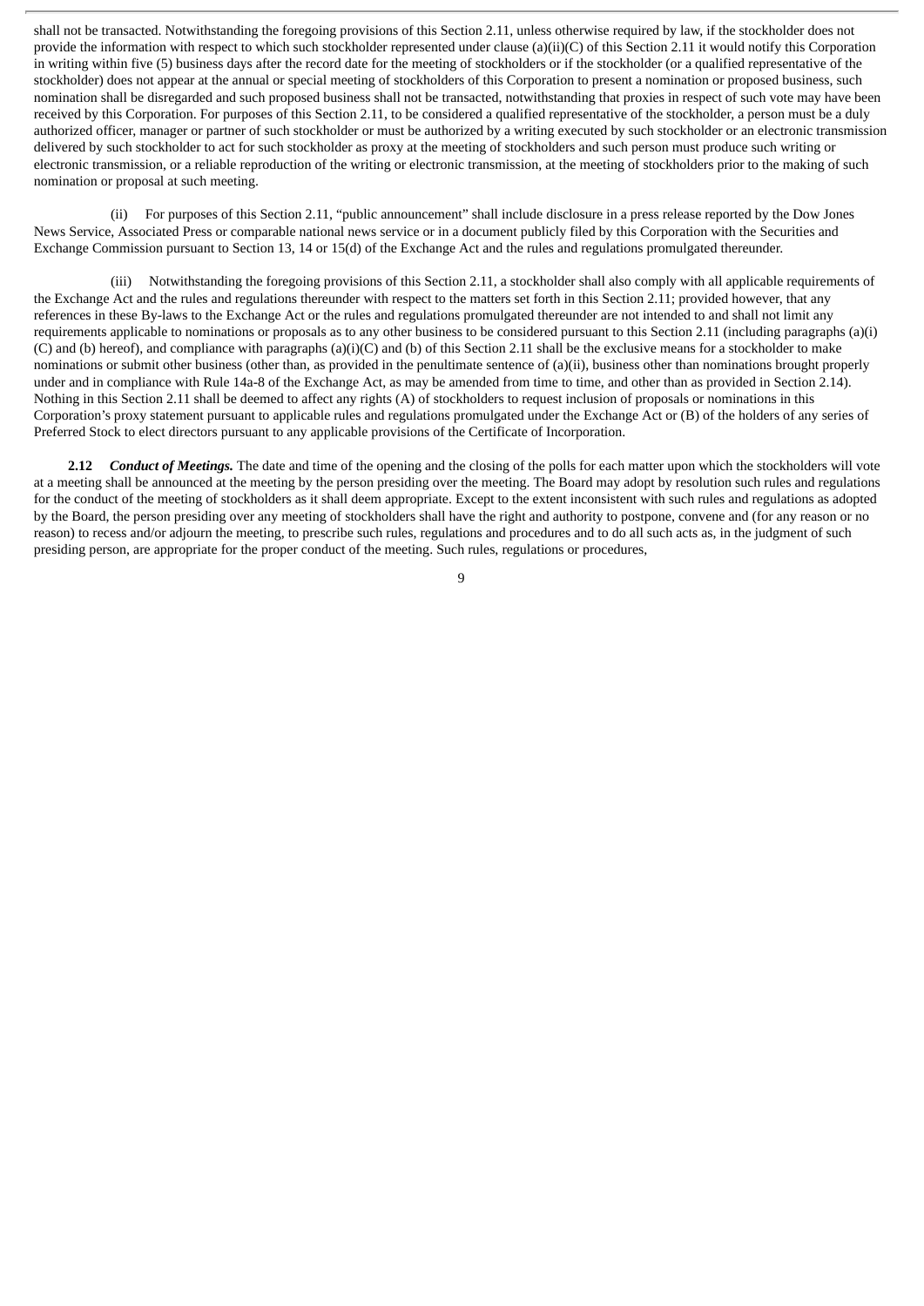shall not be transacted. Notwithstanding the foregoing provisions of this Section 2.11, unless otherwise required by law, if the stockholder does not provide the information with respect to which such stockholder represented under clause (a)(ii)(C) of this Section 2.11 it would notify this Corporation in writing within five (5) business days after the record date for the meeting of stockholders or if the stockholder (or a qualified representative of the stockholder) does not appear at the annual or special meeting of stockholders of this Corporation to present a nomination or proposed business, such nomination shall be disregarded and such proposed business shall not be transacted, notwithstanding that proxies in respect of such vote may have been received by this Corporation. For purposes of this Section 2.11, to be considered a qualified representative of the stockholder, a person must be a duly authorized officer, manager or partner of such stockholder or must be authorized by a writing executed by such stockholder or an electronic transmission delivered by such stockholder to act for such stockholder as proxy at the meeting of stockholders and such person must produce such writing or electronic transmission, or a reliable reproduction of the writing or electronic transmission, at the meeting of stockholders prior to the making of such nomination or proposal at such meeting.

(ii) For purposes of this Section 2.11, "public announcement" shall include disclosure in a press release reported by the Dow Jones News Service, Associated Press or comparable national news service or in a document publicly filed by this Corporation with the Securities and Exchange Commission pursuant to Section 13, 14 or 15(d) of the Exchange Act and the rules and regulations promulgated thereunder.

(iii) Notwithstanding the foregoing provisions of this Section 2.11, a stockholder shall also comply with all applicable requirements of the Exchange Act and the rules and regulations thereunder with respect to the matters set forth in this Section 2.11; provided however, that any references in these By-laws to the Exchange Act or the rules and regulations promulgated thereunder are not intended to and shall not limit any requirements applicable to nominations or proposals as to any other business to be considered pursuant to this Section 2.11 (including paragraphs (a)(i)(C) and (b) hereof), and compliance with paragraphs (a)(i)(C) and (b) of this Section 2.11 shall be the exclusive means for a stockholder to make nominations or submit other business (other than, as provided in the penultimate sentence of (a)(ii), business other than nominations brought properly under and in compliance with Rule 14a-8 of the Exchange Act, as may be amended from time to time, and other than as provided in Section 2.14). Nothing in this Section 2.11 shall be deemed to affect any rights (A) of stockholders to request inclusion of proposals or nominations in this Corporation's proxy statement pursuant to applicable rules and regulations promulgated under the Exchange Act or (B) of the holders of any series of Preferred Stock to elect directors pursuant to any applicable provisions of the Certificate of Incorporation.

**2.12** ***Conduct of Meetings.*** The date and time of the opening and the closing of the polls for each matter upon which the stockholders will vote at a meeting shall be announced at the meeting by the person presiding over the meeting. The Board may adopt by resolution such rules and regulations for the conduct of the meeting of stockholders as it shall deem appropriate. Except to the extent inconsistent with such rules and regulations as adopted by the Board, the person presiding over any meeting of stockholders shall have the right and authority to postpone, convene and (for any reason or no reason) to recess and/or adjourn the meeting, to prescribe such rules, regulations and procedures and to do all such acts as, in the judgment of such presiding person, are appropriate for the proper conduct of the meeting. Such rules, regulations or procedures,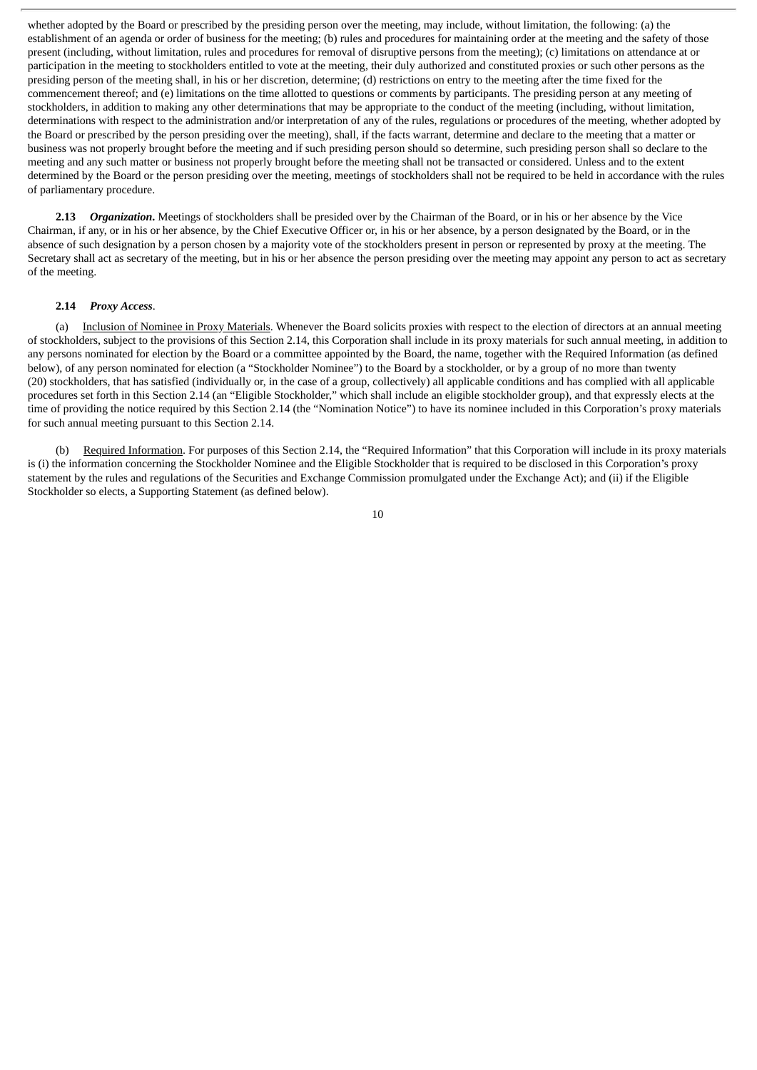whether adopted by the Board or prescribed by the presiding person over the meeting, may include, without limitation, the following: (a) the establishment of an agenda or order of business for the meeting; (b) rules and procedures for maintaining order at the meeting and the safety of those present (including, without limitation, rules and procedures for removal of disruptive persons from the meeting); (c) limitations on attendance at or participation in the meeting to stockholders entitled to vote at the meeting, their duly authorized and constituted proxies or such other persons as the presiding person of the meeting shall, in his or her discretion, determine; (d) restrictions on entry to the meeting after the time fixed for the commencement thereof; and (e) limitations on the time allotted to questions or comments by participants. The presiding person at any meeting of stockholders, in addition to making any other determinations that may be appropriate to the conduct of the meeting (including, without limitation, determinations with respect to the administration and/or interpretation of any of the rules, regulations or procedures of the meeting, whether adopted by the Board or prescribed by the person presiding over the meeting), shall, if the facts warrant, determine and declare to the meeting that a matter or business was not properly brought before the meeting and if such presiding person should so determine, such presiding person shall so declare to the meeting and any such matter or business not properly brought before the meeting shall not be transacted or considered. Unless and to the extent determined by the Board or the person presiding over the meeting, meetings of stockholders shall not be required to be held in accordance with the rules of parliamentary procedure.

**2.13** ***Organization.*** Meetings of stockholders shall be presided over by the Chairman of the Board, or in his or her absence by the Vice Chairman, if any, or in his or her absence, by the Chief Executive Officer or, in his or her absence, by a person designated by the Board, or in the absence of such designation by a person chosen by a majority vote of the stockholders present in person or represented by proxy at the meeting. The Secretary shall act as secretary of the meeting, but in his or her absence the person presiding over the meeting may appoint any person to act as secretary of the meeting.

**2.14** ***Proxy Access*.**

(a) Inclusion of Nominee in Proxy Materials. Whenever the Board solicits proxies with respect to the election of directors at an annual meeting of stockholders, subject to the provisions of this Section 2.14, this Corporation shall include in its proxy materials for such annual meeting, in addition to any persons nominated for election by the Board or a committee appointed by the Board, the name, together with the Required Information (as defined below), of any person nominated for election (a "Stockholder Nominee") to the Board by a stockholder, or by a group of no more than twenty (20) stockholders, that has satisfied (individually or, in the case of a group, collectively) all applicable conditions and has complied with all applicable procedures set forth in this Section 2.14 (an "Eligible Stockholder," which shall include an eligible stockholder group), and that expressly elects at the time of providing the notice required by this Section 2.14 (the "Nomination Notice") to have its nominee included in this Corporation's proxy materials for such annual meeting pursuant to this Section 2.14.

(b) Required Information. For purposes of this Section 2.14, the "Required Information" that this Corporation will include in its proxy materials is (i) the information concerning the Stockholder Nominee and the Eligible Stockholder that is required to be disclosed in this Corporation's proxy statement by the rules and regulations of the Securities and Exchange Commission promulgated under the Exchange Act); and (ii) if the Eligible Stockholder so elects, a Supporting Statement (as defined below).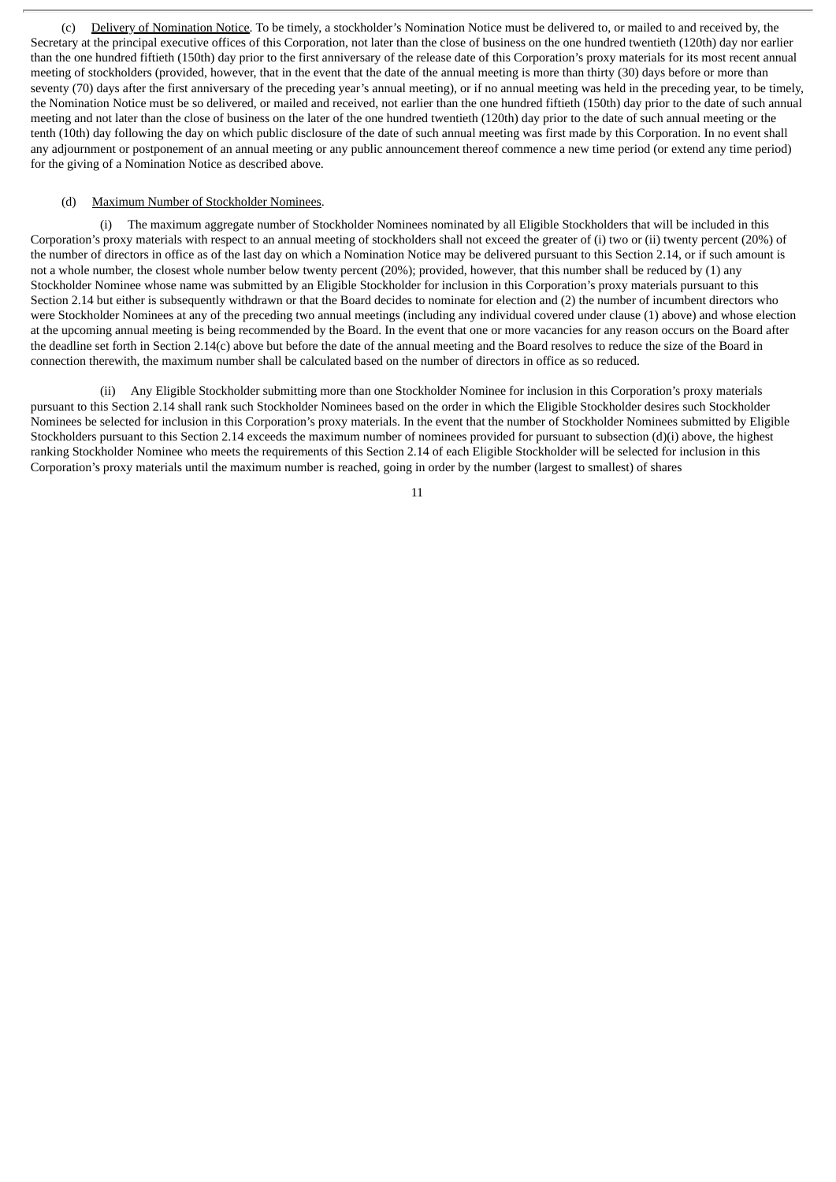(c) Delivery of Nomination Notice. To be timely, a stockholder's Nomination Notice must be delivered to, or mailed to and received by, the Secretary at the principal executive offices of this Corporation, not later than the close of business on the one hundred twentieth (120th) day nor earlier than the one hundred fiftieth (150th) day prior to the first anniversary of the release date of this Corporation's proxy materials for its most recent annual meeting of stockholders (provided, however, that in the event that the date of the annual meeting is more than thirty (30) days before or more than seventy (70) days after the first anniversary of the preceding year's annual meeting), or if no annual meeting was held in the preceding year, to be timely, the Nomination Notice must be so delivered, or mailed and received, not earlier than the one hundred fiftieth (150th) day prior to the date of such annual meeting and not later than the close of business on the later of the one hundred twentieth (120th) day prior to the date of such annual meeting or the tenth (10th) day following the day on which public disclosure of the date of such annual meeting was first made by this Corporation. In no event shall any adjournment or postponement of an annual meeting or any public announcement thereof commence a new time period (or extend any time period) for the giving of a Nomination Notice as described above.

(d) Maximum Number of Stockholder Nominees.

(i) The maximum aggregate number of Stockholder Nominees nominated by all Eligible Stockholders that will be included in this Corporation's proxy materials with respect to an annual meeting of stockholders shall not exceed the greater of (i) two or (ii) twenty percent (20%) of the number of directors in office as of the last day on which a Nomination Notice may be delivered pursuant to this Section 2.14, or if such amount is not a whole number, the closest whole number below twenty percent (20%); provided, however, that this number shall be reduced by (1) any Stockholder Nominee whose name was submitted by an Eligible Stockholder for inclusion in this Corporation's proxy materials pursuant to this Section 2.14 but either is subsequently withdrawn or that the Board decides to nominate for election and (2) the number of incumbent directors who were Stockholder Nominees at any of the preceding two annual meetings (including any individual covered under clause (1) above) and whose election at the upcoming annual meeting is being recommended by the Board. In the event that one or more vacancies for any reason occurs on the Board after the deadline set forth in Section 2.14(c) above but before the date of the annual meeting and the Board resolves to reduce the size of the Board in connection therewith, the maximum number shall be calculated based on the number of directors in office as so reduced.

(ii) Any Eligible Stockholder submitting more than one Stockholder Nominee for inclusion in this Corporation's proxy materials pursuant to this Section 2.14 shall rank such Stockholder Nominees based on the order in which the Eligible Stockholder desires such Stockholder Nominees be selected for inclusion in this Corporation's proxy materials. In the event that the number of Stockholder Nominees submitted by Eligible Stockholders pursuant to this Section 2.14 exceeds the maximum number of nominees provided for pursuant to subsection (d)(i) above, the highest ranking Stockholder Nominee who meets the requirements of this Section 2.14 of each Eligible Stockholder will be selected for inclusion in this Corporation's proxy materials until the maximum number is reached, going in order by the number (largest to smallest) of shares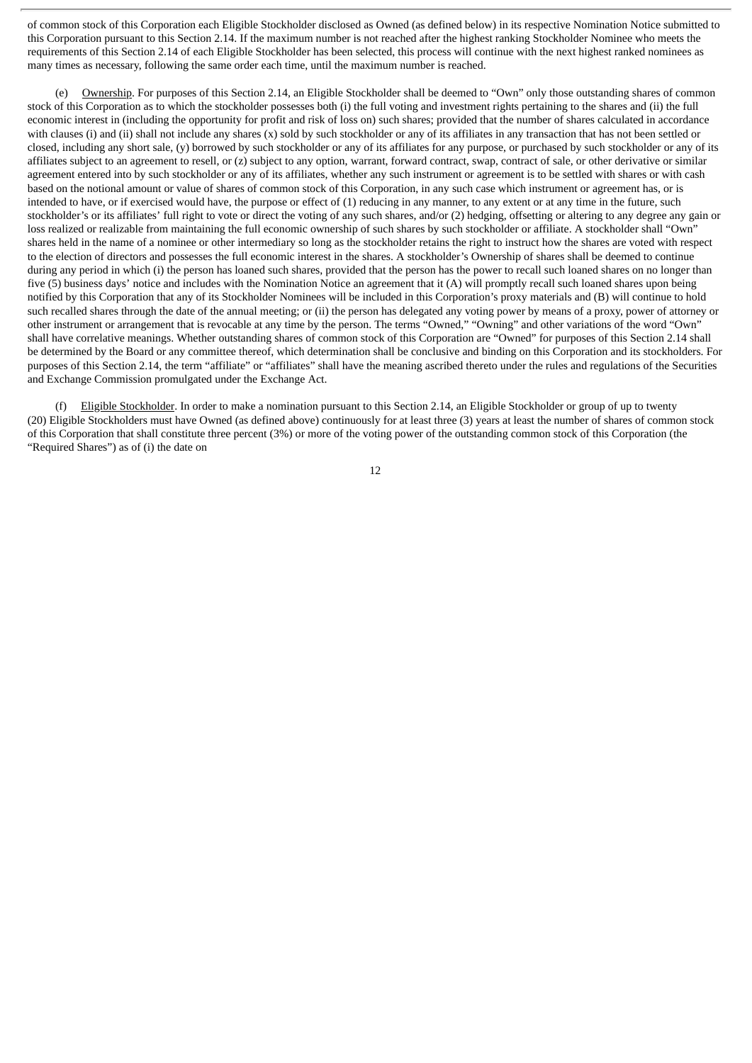of common stock of this Corporation each Eligible Stockholder disclosed as Owned (as defined below) in its respective Nomination Notice submitted to this Corporation pursuant to this Section 2.14. If the maximum number is not reached after the highest ranking Stockholder Nominee who meets the requirements of this Section 2.14 of each Eligible Stockholder has been selected, this process will continue with the next highest ranked nominees as many times as necessary, following the same order each time, until the maximum number is reached.

(e) Ownership. For purposes of this Section 2.14, an Eligible Stockholder shall be deemed to "Own" only those outstanding shares of common stock of this Corporation as to which the stockholder possesses both (i) the full voting and investment rights pertaining to the shares and (ii) the full economic interest in (including the opportunity for profit and risk of loss on) such shares; provided that the number of shares calculated in accordance with clauses (i) and (ii) shall not include any shares (x) sold by such stockholder or any of its affiliates in any transaction that has not been settled or closed, including any short sale, (y) borrowed by such stockholder or any of its affiliates for any purpose, or purchased by such stockholder or any of its affiliates subject to an agreement to resell, or (z) subject to any option, warrant, forward contract, swap, contract of sale, or other derivative or similar agreement entered into by such stockholder or any of its affiliates, whether any such instrument or agreement is to be settled with shares or with cash based on the notional amount or value of shares of common stock of this Corporation, in any such case which instrument or agreement has, or is intended to have, or if exercised would have, the purpose or effect of (1) reducing in any manner, to any extent or at any time in the future, such stockholder's or its affiliates' full right to vote or direct the voting of any such shares, and/or (2) hedging, offsetting or altering to any degree any gain or loss realized or realizable from maintaining the full economic ownership of such shares by such stockholder or affiliate. A stockholder shall "Own" shares held in the name of a nominee or other intermediary so long as the stockholder retains the right to instruct how the shares are voted with respect to the election of directors and possesses the full economic interest in the shares. A stockholder's Ownership of shares shall be deemed to continue during any period in which (i) the person has loaned such shares, provided that the person has the power to recall such loaned shares on no longer than five (5) business days' notice and includes with the Nomination Notice an agreement that it (A) will promptly recall such loaned shares upon being notified by this Corporation that any of its Stockholder Nominees will be included in this Corporation's proxy materials and (B) will continue to hold such recalled shares through the date of the annual meeting; or (ii) the person has delegated any voting power by means of a proxy, power of attorney or other instrument or arrangement that is revocable at any time by the person. The terms "Owned," "Owning" and other variations of the word "Own" shall have correlative meanings. Whether outstanding shares of common stock of this Corporation are "Owned" for purposes of this Section 2.14 shall be determined by the Board or any committee thereof, which determination shall be conclusive and binding on this Corporation and its stockholders. For purposes of this Section 2.14, the term "affiliate" or "affiliates" shall have the meaning ascribed thereto under the rules and regulations of the Securities and Exchange Commission promulgated under the Exchange Act.

(f) Eligible Stockholder. In order to make a nomination pursuant to this Section 2.14, an Eligible Stockholder or group of up to twenty (20) Eligible Stockholders must have Owned (as defined above) continuously for at least three (3) years at least the number of shares of common stock of this Corporation that shall constitute three percent (3%) or more of the voting power of the outstanding common stock of this Corporation (the "Required Shares") as of (i) the date on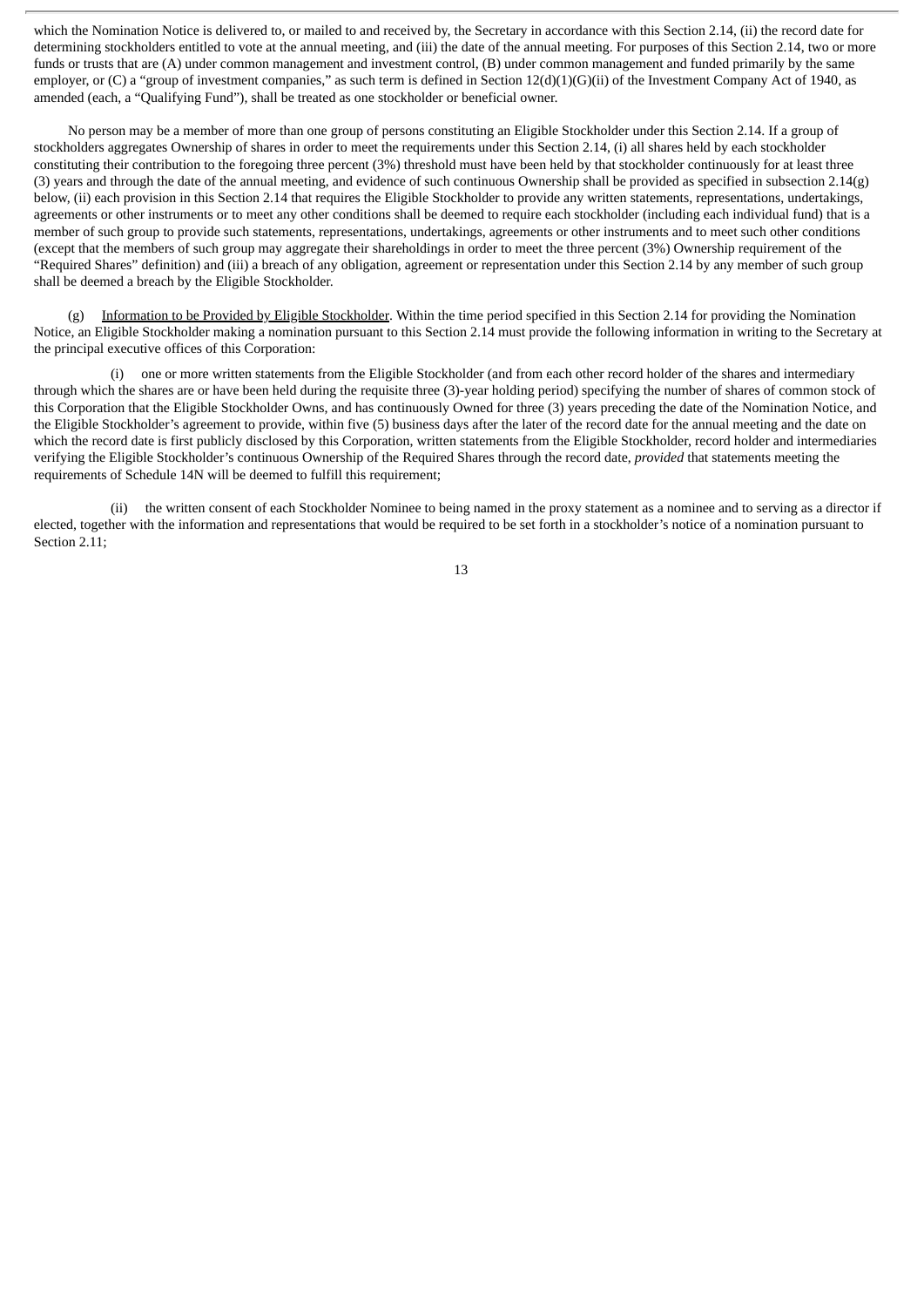which the Nomination Notice is delivered to, or mailed to and received by, the Secretary in accordance with this Section 2.14, (ii) the record date for determining stockholders entitled to vote at the annual meeting, and (iii) the date of the annual meeting. For purposes of this Section 2.14, two or more funds or trusts that are (A) under common management and investment control, (B) under common management and funded primarily by the same employer, or (C) a "group of investment companies," as such term is defined in Section 12(d)(1)(G)(ii) of the Investment Company Act of 1940, as amended (each, a "Qualifying Fund"), shall be treated as one stockholder or beneficial owner.

No person may be a member of more than one group of persons constituting an Eligible Stockholder under this Section 2.14. If a group of stockholders aggregates Ownership of shares in order to meet the requirements under this Section 2.14, (i) all shares held by each stockholder constituting their contribution to the foregoing three percent (3%) threshold must have been held by that stockholder continuously for at least three (3) years and through the date of the annual meeting, and evidence of such continuous Ownership shall be provided as specified in subsection 2.14(g) below, (ii) each provision in this Section 2.14 that requires the Eligible Stockholder to provide any written statements, representations, undertakings, agreements or other instruments or to meet any other conditions shall be deemed to require each stockholder (including each individual fund) that is a member of such group to provide such statements, representations, undertakings, agreements or other instruments and to meet such other conditions (except that the members of such group may aggregate their shareholdings in order to meet the three percent (3%) Ownership requirement of the "Required Shares" definition) and (iii) a breach of any obligation, agreement or representation under this Section 2.14 by any member of such group shall be deemed a breach by the Eligible Stockholder.

(g) Information to be Provided by Eligible Stockholder. Within the time period specified in this Section 2.14 for providing the Nomination Notice, an Eligible Stockholder making a nomination pursuant to this Section 2.14 must provide the following information in writing to the Secretary at the principal executive offices of this Corporation:

(i) one or more written statements from the Eligible Stockholder (and from each other record holder of the shares and intermediary through which the shares are or have been held during the requisite three (3)-year holding period) specifying the number of shares of common stock of this Corporation that the Eligible Stockholder Owns, and has continuously Owned for three (3) years preceding the date of the Nomination Notice, and the Eligible Stockholder's agreement to provide, within five (5) business days after the later of the record date for the annual meeting and the date on which the record date is first publicly disclosed by this Corporation, written statements from the Eligible Stockholder, record holder and intermediaries verifying the Eligible Stockholder's continuous Ownership of the Required Shares through the record date, *provided* that statements meeting the requirements of Schedule 14N will be deemed to fulfill this requirement;

(ii) the written consent of each Stockholder Nominee to being named in the proxy statement as a nominee and to serving as a director if elected, together with the information and representations that would be required to be set forth in a stockholder's notice of a nomination pursuant to Section 2.11;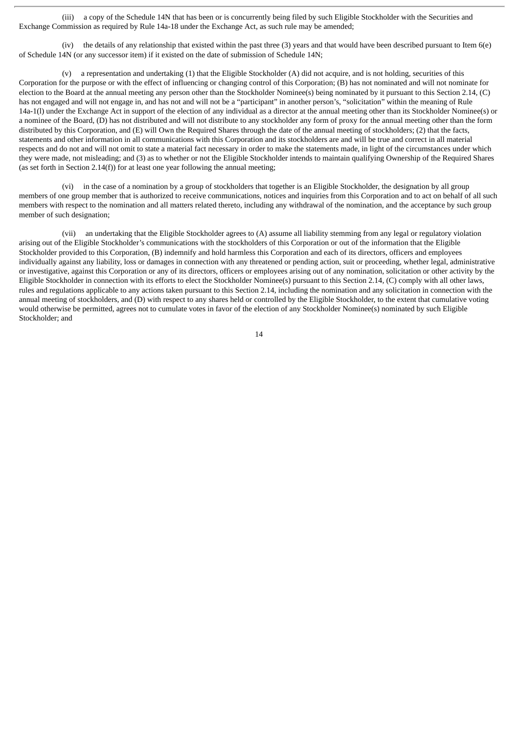(iii) a copy of the Schedule 14N that has been or is concurrently being filed by such Eligible Stockholder with the Securities and Exchange Commission as required by Rule 14a-18 under the Exchange Act, as such rule may be amended;

(iv) the details of any relationship that existed within the past three (3) years and that would have been described pursuant to Item 6(e) of Schedule 14N (or any successor item) if it existed on the date of submission of Schedule 14N;

(v) a representation and undertaking (1) that the Eligible Stockholder (A) did not acquire, and is not holding, securities of this Corporation for the purpose or with the effect of influencing or changing control of this Corporation; (B) has not nominated and will not nominate for election to the Board at the annual meeting any person other than the Stockholder Nominee(s) being nominated by it pursuant to this Section 2.14, (C) has not engaged and will not engage in, and has not and will not be a "participant" in another person's, "solicitation" within the meaning of Rule 14a-1(l) under the Exchange Act in support of the election of any individual as a director at the annual meeting other than its Stockholder Nominee(s) or a nominee of the Board, (D) has not distributed and will not distribute to any stockholder any form of proxy for the annual meeting other than the form distributed by this Corporation, and (E) will Own the Required Shares through the date of the annual meeting of stockholders; (2) that the facts, statements and other information in all communications with this Corporation and its stockholders are and will be true and correct in all material respects and do not and will not omit to state a material fact necessary in order to make the statements made, in light of the circumstances under which they were made, not misleading; and (3) as to whether or not the Eligible Stockholder intends to maintain qualifying Ownership of the Required Shares (as set forth in Section 2.14(f)) for at least one year following the annual meeting;

(vi) in the case of a nomination by a group of stockholders that together is an Eligible Stockholder, the designation by all group members of one group member that is authorized to receive communications, notices and inquiries from this Corporation and to act on behalf of all such members with respect to the nomination and all matters related thereto, including any withdrawal of the nomination, and the acceptance by such group member of such designation;

(vii) an undertaking that the Eligible Stockholder agrees to (A) assume all liability stemming from any legal or regulatory violation arising out of the Eligible Stockholder's communications with the stockholders of this Corporation or out of the information that the Eligible Stockholder provided to this Corporation, (B) indemnify and hold harmless this Corporation and each of its directors, officers and employees individually against any liability, loss or damages in connection with any threatened or pending action, suit or proceeding, whether legal, administrative or investigative, against this Corporation or any of its directors, officers or employees arising out of any nomination, solicitation or other activity by the Eligible Stockholder in connection with its efforts to elect the Stockholder Nominee(s) pursuant to this Section 2.14, (C) comply with all other laws, rules and regulations applicable to any actions taken pursuant to this Section 2.14, including the nomination and any solicitation in connection with the annual meeting of stockholders, and (D) with respect to any shares held or controlled by the Eligible Stockholder, to the extent that cumulative voting would otherwise be permitted, agrees not to cumulate votes in favor of the election of any Stockholder Nominee(s) nominated by such Eligible Stockholder; and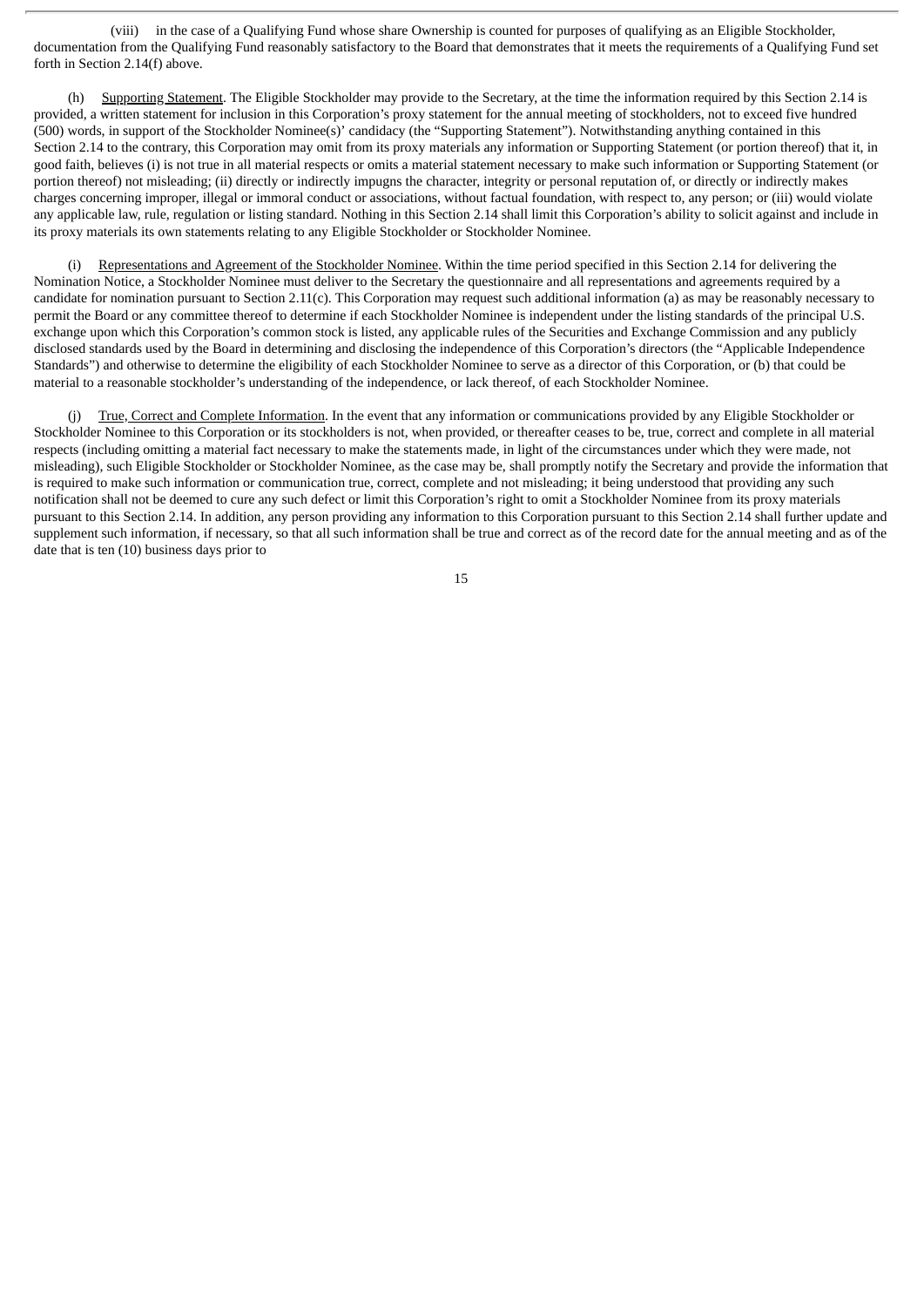(viii) in the case of a Qualifying Fund whose share Ownership is counted for purposes of qualifying as an Eligible Stockholder, documentation from the Qualifying Fund reasonably satisfactory to the Board that demonstrates that it meets the requirements of a Qualifying Fund set forth in Section 2.14(f) above.

(h) Supporting Statement. The Eligible Stockholder may provide to the Secretary, at the time the information required by this Section 2.14 is provided, a written statement for inclusion in this Corporation's proxy statement for the annual meeting of stockholders, not to exceed five hundred (500) words, in support of the Stockholder Nominee(s)' candidacy (the "Supporting Statement"). Notwithstanding anything contained in this Section 2.14 to the contrary, this Corporation may omit from its proxy materials any information or Supporting Statement (or portion thereof) that it, in good faith, believes (i) is not true in all material respects or omits a material statement necessary to make such information or Supporting Statement (or portion thereof) not misleading; (ii) directly or indirectly impugns the character, integrity or personal reputation of, or directly or indirectly makes charges concerning improper, illegal or immoral conduct or associations, without factual foundation, with respect to, any person; or (iii) would violate any applicable law, rule, regulation or listing standard. Nothing in this Section 2.14 shall limit this Corporation's ability to solicit against and include in its proxy materials its own statements relating to any Eligible Stockholder or Stockholder Nominee.

(i) Representations and Agreement of the Stockholder Nominee. Within the time period specified in this Section 2.14 for delivering the Nomination Notice, a Stockholder Nominee must deliver to the Secretary the questionnaire and all representations and agreements required by a candidate for nomination pursuant to Section 2.11(c). This Corporation may request such additional information (a) as may be reasonably necessary to permit the Board or any committee thereof to determine if each Stockholder Nominee is independent under the listing standards of the principal U.S. exchange upon which this Corporation's common stock is listed, any applicable rules of the Securities and Exchange Commission and any publicly disclosed standards used by the Board in determining and disclosing the independence of this Corporation's directors (the "Applicable Independence Standards") and otherwise to determine the eligibility of each Stockholder Nominee to serve as a director of this Corporation, or (b) that could be material to a reasonable stockholder's understanding of the independence, or lack thereof, of each Stockholder Nominee.

(j) True, Correct and Complete Information. In the event that any information or communications provided by any Eligible Stockholder or Stockholder Nominee to this Corporation or its stockholders is not, when provided, or thereafter ceases to be, true, correct and complete in all material respects (including omitting a material fact necessary to make the statements made, in light of the circumstances under which they were made, not misleading), such Eligible Stockholder or Stockholder Nominee, as the case may be, shall promptly notify the Secretary and provide the information that is required to make such information or communication true, correct, complete and not misleading; it being understood that providing any such notification shall not be deemed to cure any such defect or limit this Corporation's right to omit a Stockholder Nominee from its proxy materials pursuant to this Section 2.14. In addition, any person providing any information to this Corporation pursuant to this Section 2.14 shall further update and supplement such information, if necessary, so that all such information shall be true and correct as of the record date for the annual meeting and as of the date that is ten (10) business days prior to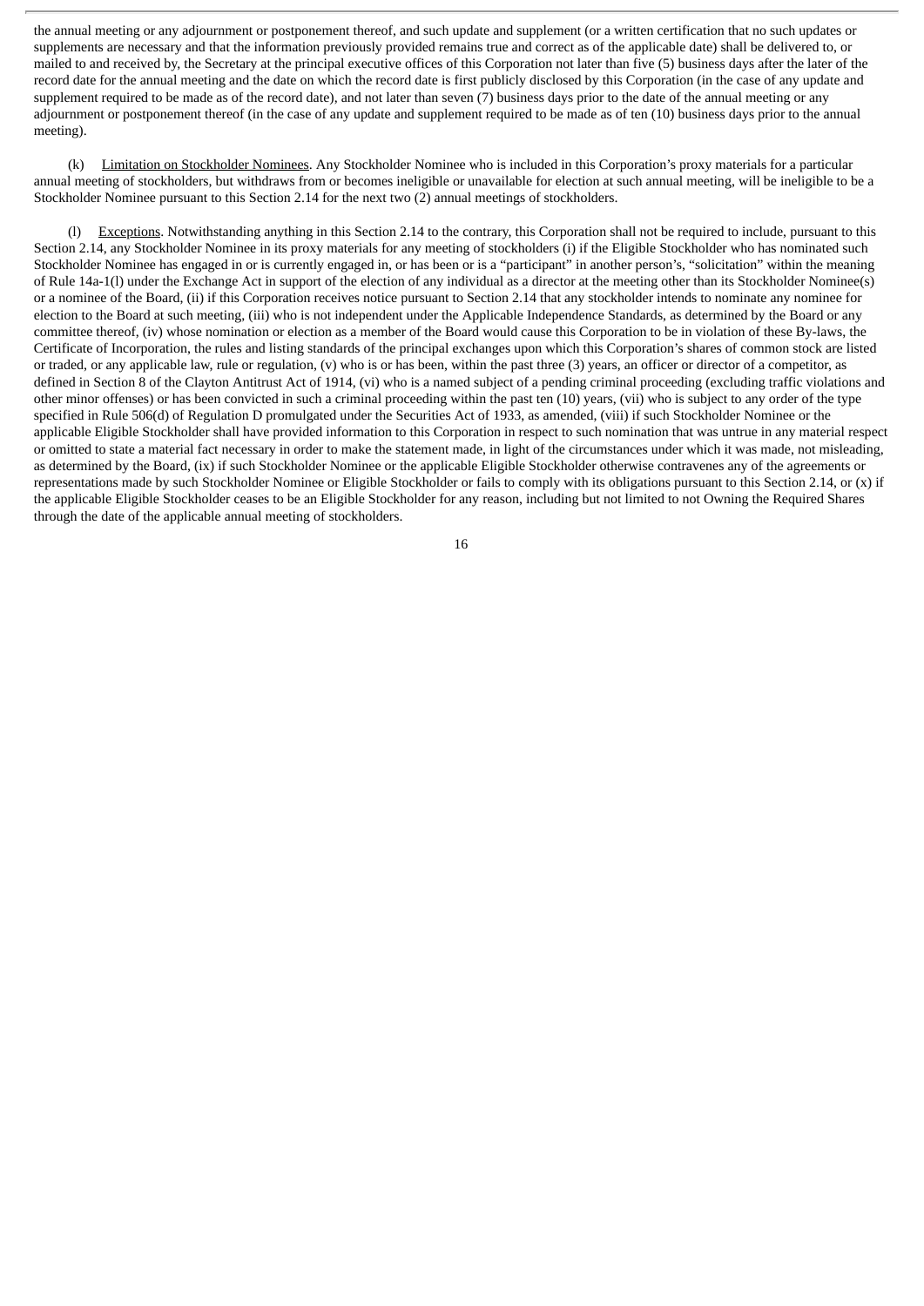the annual meeting or any adjournment or postponement thereof, and such update and supplement (or a written certification that no such updates or supplements are necessary and that the information previously provided remains true and correct as of the applicable date) shall be delivered to, or mailed to and received by, the Secretary at the principal executive offices of this Corporation not later than five (5) business days after the later of the record date for the annual meeting and the date on which the record date is first publicly disclosed by this Corporation (in the case of any update and supplement required to be made as of the record date), and not later than seven (7) business days prior to the date of the annual meeting or any adjournment or postponement thereof (in the case of any update and supplement required to be made as of ten (10) business days prior to the annual meeting).

(k) Limitation on Stockholder Nominees. Any Stockholder Nominee who is included in this Corporation's proxy materials for a particular annual meeting of stockholders, but withdraws from or becomes ineligible or unavailable for election at such annual meeting, will be ineligible to be a Stockholder Nominee pursuant to this Section 2.14 for the next two (2) annual meetings of stockholders.

(l) Exceptions. Notwithstanding anything in this Section 2.14 to the contrary, this Corporation shall not be required to include, pursuant to this Section 2.14, any Stockholder Nominee in its proxy materials for any meeting of stockholders (i) if the Eligible Stockholder who has nominated such Stockholder Nominee has engaged in or is currently engaged in, or has been or is a "participant" in another person's, "solicitation" within the meaning of Rule 14a-1(l) under the Exchange Act in support of the election of any individual as a director at the meeting other than its Stockholder Nominee(s) or a nominee of the Board, (ii) if this Corporation receives notice pursuant to Section 2.14 that any stockholder intends to nominate any nominee for election to the Board at such meeting, (iii) who is not independent under the Applicable Independence Standards, as determined by the Board or any committee thereof, (iv) whose nomination or election as a member of the Board would cause this Corporation to be in violation of these By-laws, the Certificate of Incorporation, the rules and listing standards of the principal exchanges upon which this Corporation's shares of common stock are listed or traded, or any applicable law, rule or regulation, (v) who is or has been, within the past three (3) years, an officer or director of a competitor, as defined in Section 8 of the Clayton Antitrust Act of 1914, (vi) who is a named subject of a pending criminal proceeding (excluding traffic violations and other minor offenses) or has been convicted in such a criminal proceeding within the past ten (10) years, (vii) who is subject to any order of the type specified in Rule 506(d) of Regulation D promulgated under the Securities Act of 1933, as amended, (viii) if such Stockholder Nominee or the applicable Eligible Stockholder shall have provided information to this Corporation in respect to such nomination that was untrue in any material respect or omitted to state a material fact necessary in order to make the statement made, in light of the circumstances under which it was made, not misleading, as determined by the Board, (ix) if such Stockholder Nominee or the applicable Eligible Stockholder otherwise contravenes any of the agreements or representations made by such Stockholder Nominee or Eligible Stockholder or fails to comply with its obligations pursuant to this Section 2.14, or (x) if the applicable Eligible Stockholder ceases to be an Eligible Stockholder for any reason, including but not limited to not Owning the Required Shares through the date of the applicable annual meeting of stockholders.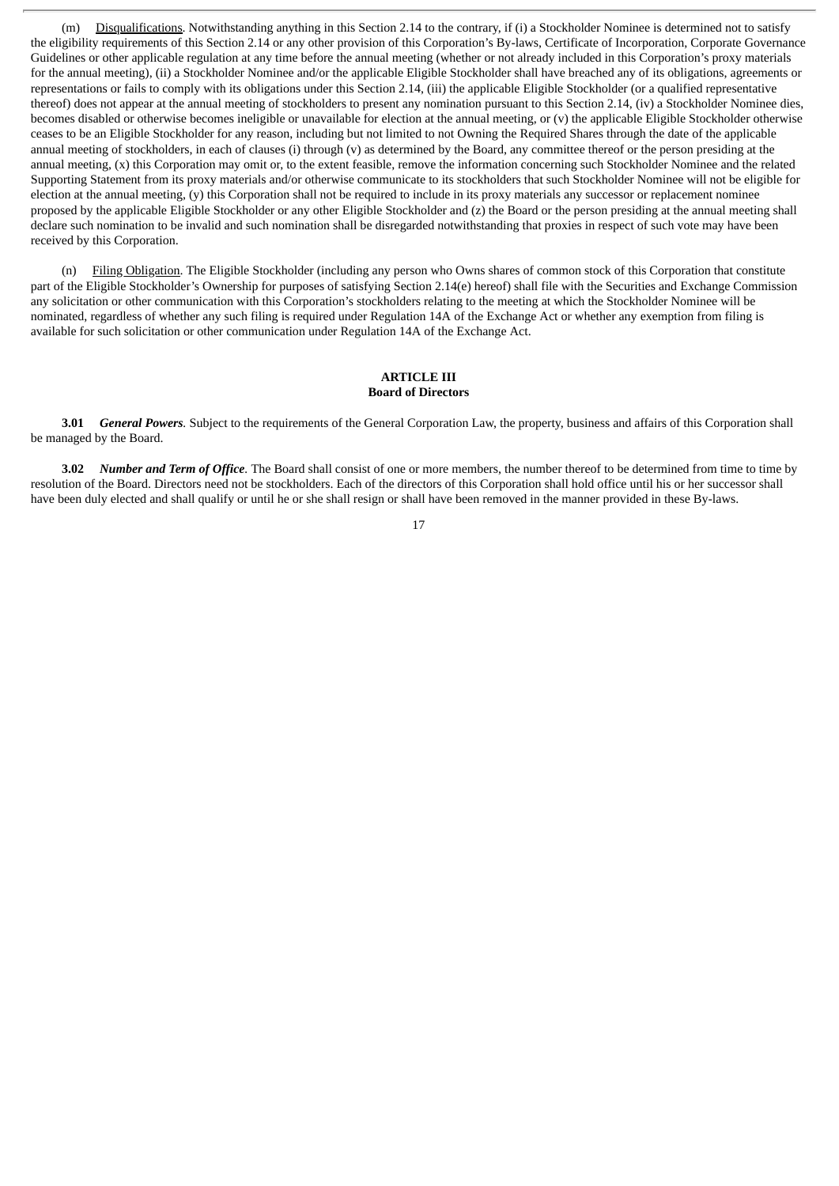(m) Disqualifications. Notwithstanding anything in this Section 2.14 to the contrary, if (i) a Stockholder Nominee is determined not to satisfy the eligibility requirements of this Section 2.14 or any other provision of this Corporation's By-laws, Certificate of Incorporation, Corporate Governance Guidelines or other applicable regulation at any time before the annual meeting (whether or not already included in this Corporation's proxy materials for the annual meeting), (ii) a Stockholder Nominee and/or the applicable Eligible Stockholder shall have breached any of its obligations, agreements or representations or fails to comply with its obligations under this Section 2.14, (iii) the applicable Eligible Stockholder (or a qualified representative thereof) does not appear at the annual meeting of stockholders to present any nomination pursuant to this Section 2.14, (iv) a Stockholder Nominee dies, becomes disabled or otherwise becomes ineligible or unavailable for election at the annual meeting, or (v) the applicable Eligible Stockholder otherwise ceases to be an Eligible Stockholder for any reason, including but not limited to not Owning the Required Shares through the date of the applicable annual meeting of stockholders, in each of clauses (i) through (v) as determined by the Board, any committee thereof or the person presiding at the annual meeting, (x) this Corporation may omit or, to the extent feasible, remove the information concerning such Stockholder Nominee and the related Supporting Statement from its proxy materials and/or otherwise communicate to its stockholders that such Stockholder Nominee will not be eligible for election at the annual meeting, (y) this Corporation shall not be required to include in its proxy materials any successor or replacement nominee proposed by the applicable Eligible Stockholder or any other Eligible Stockholder and (z) the Board or the person presiding at the annual meeting shall declare such nomination to be invalid and such nomination shall be disregarded notwithstanding that proxies in respect of such vote may have been received by this Corporation.

(n) Filing Obligation. The Eligible Stockholder (including any person who Owns shares of common stock of this Corporation that constitute part of the Eligible Stockholder's Ownership for purposes of satisfying Section 2.14(e) hereof) shall file with the Securities and Exchange Commission any solicitation or other communication with this Corporation's stockholders relating to the meeting at which the Stockholder Nominee will be nominated, regardless of whether any such filing is required under Regulation 14A of the Exchange Act or whether any exemption from filing is available for such solicitation or other communication under Regulation 14A of the Exchange Act.

## ARTICLE III
## Board of Directors

**3.01** ***General Powers***. Subject to the requirements of the General Corporation Law, the property, business and affairs of this Corporation shall be managed by the Board.

**3.02** ***Number and Term of Office***. The Board shall consist of one or more members, the number thereof to be determined from time to time by resolution of the Board. Directors need not be stockholders. Each of the directors of this Corporation shall hold office until his or her successor shall have been duly elected and shall qualify or until he or she shall resign or shall have been removed in the manner provided in these By-laws.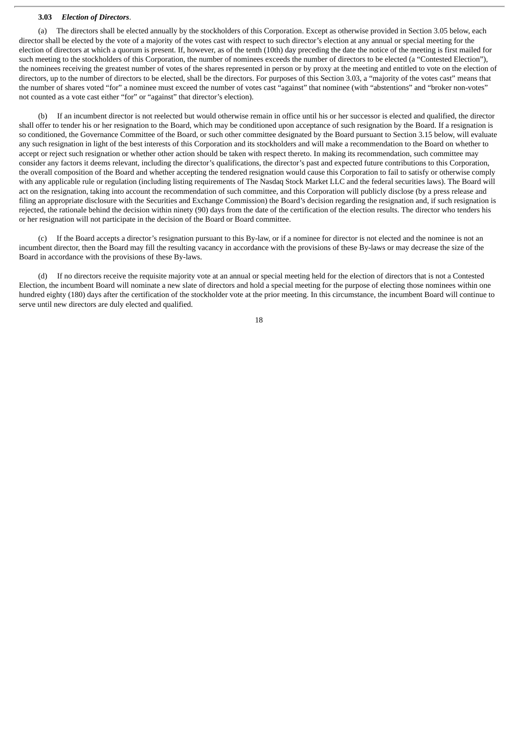**3.03** ***Election of Directors***.

(a) The directors shall be elected annually by the stockholders of this Corporation. Except as otherwise provided in Section 3.05 below, each director shall be elected by the vote of a majority of the votes cast with respect to such director's election at any annual or special meeting for the election of directors at which a quorum is present. If, however, as of the tenth (10th) day preceding the date the notice of the meeting is first mailed for such meeting to the stockholders of this Corporation, the number of nominees exceeds the number of directors to be elected (a "Contested Election"), the nominees receiving the greatest number of votes of the shares represented in person or by proxy at the meeting and entitled to vote on the election of directors, up to the number of directors to be elected, shall be the directors. For purposes of this Section 3.03, a "majority of the votes cast" means that the number of shares voted "for" a nominee must exceed the number of votes cast "against" that nominee (with "abstentions" and "broker non-votes" not counted as a vote cast either "for" or "against" that director's election).

(b) If an incumbent director is not reelected but would otherwise remain in office until his or her successor is elected and qualified, the director shall offer to tender his or her resignation to the Board, which may be conditioned upon acceptance of such resignation by the Board. If a resignation is so conditioned, the Governance Committee of the Board, or such other committee designated by the Board pursuant to Section 3.15 below, will evaluate any such resignation in light of the best interests of this Corporation and its stockholders and will make a recommendation to the Board on whether to accept or reject such resignation or whether other action should be taken with respect thereto. In making its recommendation, such committee may consider any factors it deems relevant, including the director's qualifications, the director's past and expected future contributions to this Corporation, the overall composition of the Board and whether accepting the tendered resignation would cause this Corporation to fail to satisfy or otherwise comply with any applicable rule or regulation (including listing requirements of The Nasdaq Stock Market LLC and the federal securities laws). The Board will act on the resignation, taking into account the recommendation of such committee, and this Corporation will publicly disclose (by a press release and filing an appropriate disclosure with the Securities and Exchange Commission) the Board's decision regarding the resignation and, if such resignation is rejected, the rationale behind the decision within ninety (90) days from the date of the certification of the election results. The director who tenders his or her resignation will not participate in the decision of the Board or Board committee.

(c) If the Board accepts a director's resignation pursuant to this By-law, or if a nominee for director is not elected and the nominee is not an incumbent director, then the Board may fill the resulting vacancy in accordance with the provisions of these By-laws or may decrease the size of the Board in accordance with the provisions of these By-laws.

(d) If no directors receive the requisite majority vote at an annual or special meeting held for the election of directors that is not a Contested Election, the incumbent Board will nominate a new slate of directors and hold a special meeting for the purpose of electing those nominees within one hundred eighty (180) days after the certification of the stockholder vote at the prior meeting. In this circumstance, the incumbent Board will continue to serve until new directors are duly elected and qualified.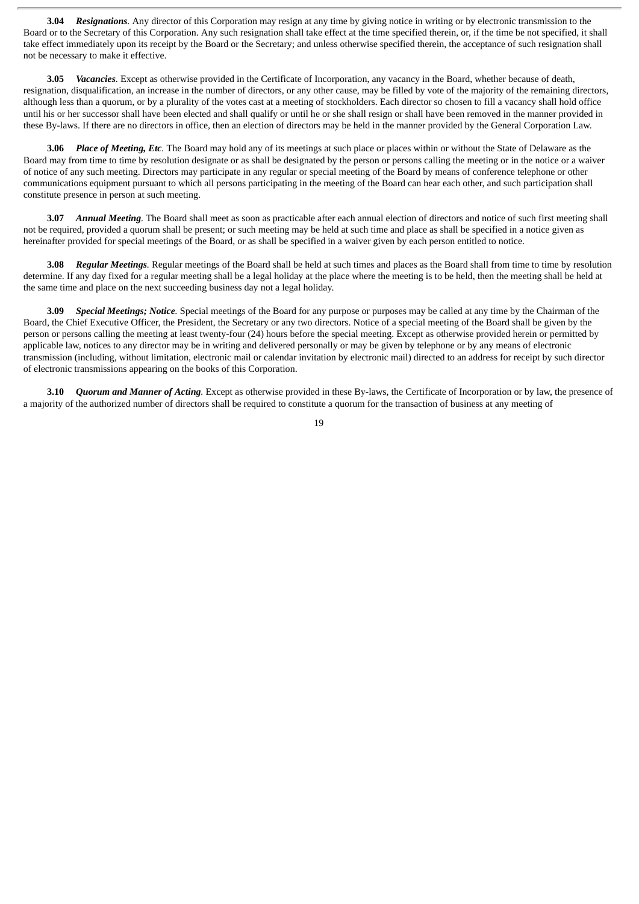**3.04** ***Resignations***. Any director of this Corporation may resign at any time by giving notice in writing or by electronic transmission to the Board or to the Secretary of this Corporation. Any such resignation shall take effect at the time specified therein, or, if the time be not specified, it shall take effect immediately upon its receipt by the Board or the Secretary; and unless otherwise specified therein, the acceptance of such resignation shall not be necessary to make it effective.

**3.05** ***Vacancies***. Except as otherwise provided in the Certificate of Incorporation, any vacancy in the Board, whether because of death, resignation, disqualification, an increase in the number of directors, or any other cause, may be filled by vote of the majority of the remaining directors, although less than a quorum, or by a plurality of the votes cast at a meeting of stockholders. Each director so chosen to fill a vacancy shall hold office until his or her successor shall have been elected and shall qualify or until he or she shall resign or shall have been removed in the manner provided in these By-laws. If there are no directors in office, then an election of directors may be held in the manner provided by the General Corporation Law.

**3.06** ***Place of Meeting, Etc***. The Board may hold any of its meetings at such place or places within or without the State of Delaware as the Board may from time to time by resolution designate or as shall be designated by the person or persons calling the meeting or in the notice or a waiver of notice of any such meeting. Directors may participate in any regular or special meeting of the Board by means of conference telephone or other communications equipment pursuant to which all persons participating in the meeting of the Board can hear each other, and such participation shall constitute presence in person at such meeting.

**3.07** ***Annual Meeting***. The Board shall meet as soon as practicable after each annual election of directors and notice of such first meeting shall not be required, provided a quorum shall be present; or such meeting may be held at such time and place as shall be specified in a notice given as hereinafter provided for special meetings of the Board, or as shall be specified in a waiver given by each person entitled to notice.

**3.08** ***Regular Meetings***. Regular meetings of the Board shall be held at such times and places as the Board shall from time to time by resolution determine. If any day fixed for a regular meeting shall be a legal holiday at the place where the meeting is to be held, then the meeting shall be held at the same time and place on the next succeeding business day not a legal holiday.

**3.09** ***Special Meetings; Notice***. Special meetings of the Board for any purpose or purposes may be called at any time by the Chairman of the Board, the Chief Executive Officer, the President, the Secretary or any two directors. Notice of a special meeting of the Board shall be given by the person or persons calling the meeting at least twenty-four (24) hours before the special meeting. Except as otherwise provided herein or permitted by applicable law, notices to any director may be in writing and delivered personally or may be given by telephone or by any means of electronic transmission (including, without limitation, electronic mail or calendar invitation by electronic mail) directed to an address for receipt by such director of electronic transmissions appearing on the books of this Corporation.

**3.10** ***Quorum and Manner of Acting***. Except as otherwise provided in these By-laws, the Certificate of Incorporation or by law, the presence of a majority of the authorized number of directors shall be required to constitute a quorum for the transaction of business at any meeting of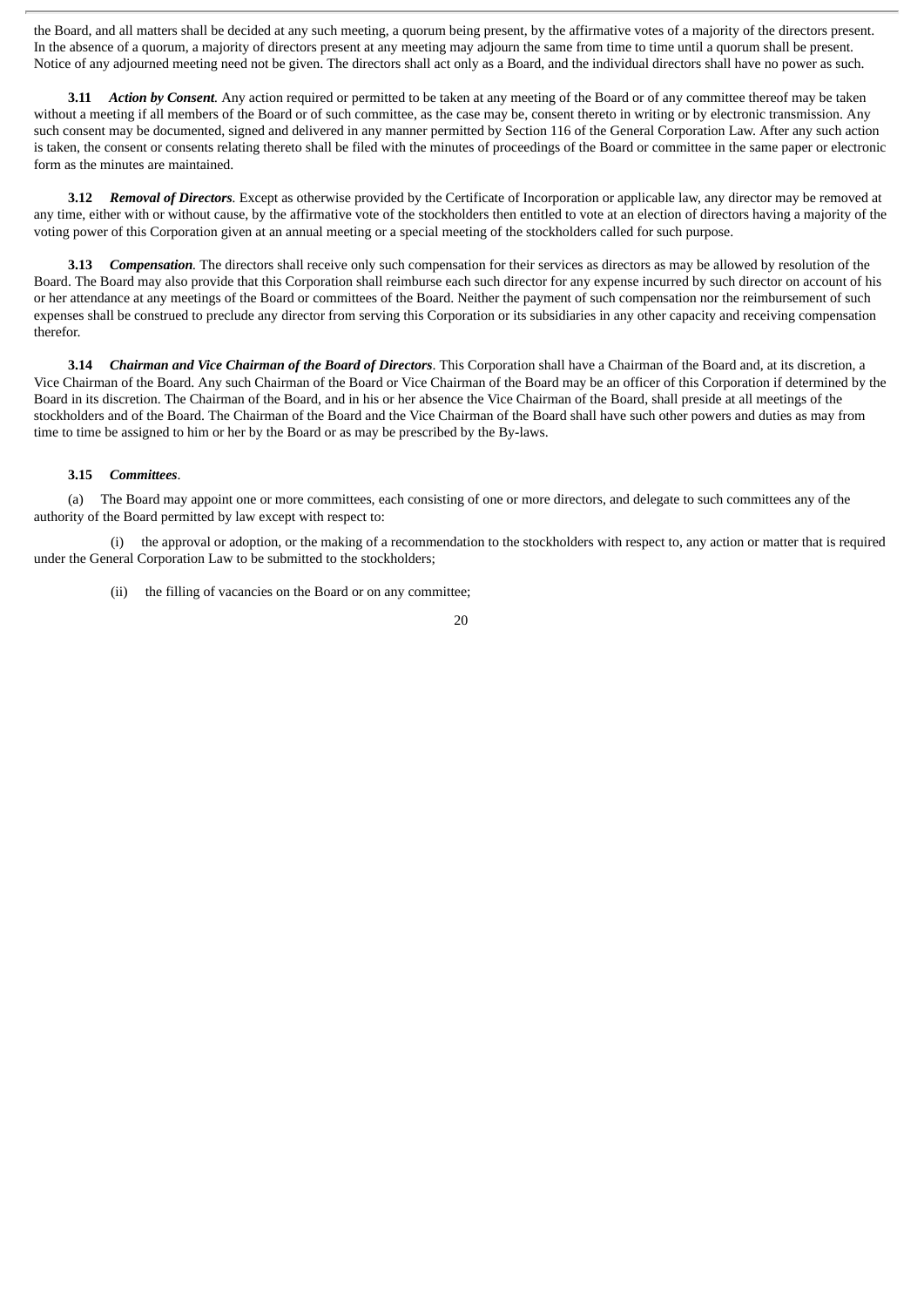the Board, and all matters shall be decided at any such meeting, a quorum being present, by the affirmative votes of a majority of the directors present. In the absence of a quorum, a majority of directors present at any meeting may adjourn the same from time to time until a quorum shall be present. Notice of any adjourned meeting need not be given. The directors shall act only as a Board, and the individual directors shall have no power as such.

**3.11** ***Action by Consent***. Any action required or permitted to be taken at any meeting of the Board or of any committee thereof may be taken without a meeting if all members of the Board or of such committee, as the case may be, consent thereto in writing or by electronic transmission. Any such consent may be documented, signed and delivered in any manner permitted by Section 116 of the General Corporation Law. After any such action is taken, the consent or consents relating thereto shall be filed with the minutes of proceedings of the Board or committee in the same paper or electronic form as the minutes are maintained.

**3.12** ***Removal of Directors***. Except as otherwise provided by the Certificate of Incorporation or applicable law, any director may be removed at any time, either with or without cause, by the affirmative vote of the stockholders then entitled to vote at an election of directors having a majority of the voting power of this Corporation given at an annual meeting or a special meeting of the stockholders called for such purpose.

**3.13** ***Compensation***. The directors shall receive only such compensation for their services as directors as may be allowed by resolution of the Board. The Board may also provide that this Corporation shall reimburse each such director for any expense incurred by such director on account of his or her attendance at any meetings of the Board or committees of the Board. Neither the payment of such compensation nor the reimbursement of such expenses shall be construed to preclude any director from serving this Corporation or its subsidiaries in any other capacity and receiving compensation therefor.

**3.14** ***Chairman and Vice Chairman of the Board of Directors***. This Corporation shall have a Chairman of the Board and, at its discretion, a Vice Chairman of the Board. Any such Chairman of the Board or Vice Chairman of the Board may be an officer of this Corporation if determined by the Board in its discretion. The Chairman of the Board, and in his or her absence the Vice Chairman of the Board, shall preside at all meetings of the stockholders and of the Board. The Chairman of the Board and the Vice Chairman of the Board shall have such other powers and duties as may from time to time be assigned to him or her by the Board or as may be prescribed by the By-laws.

**3.15** ***Committees***.

(a) The Board may appoint one or more committees, each consisting of one or more directors, and delegate to such committees any of the authority of the Board permitted by law except with respect to:

(i) the approval or adoption, or the making of a recommendation to the stockholders with respect to, any action or matter that is required under the General Corporation Law to be submitted to the stockholders;

(ii) the filling of vacancies on the Board or on any committee;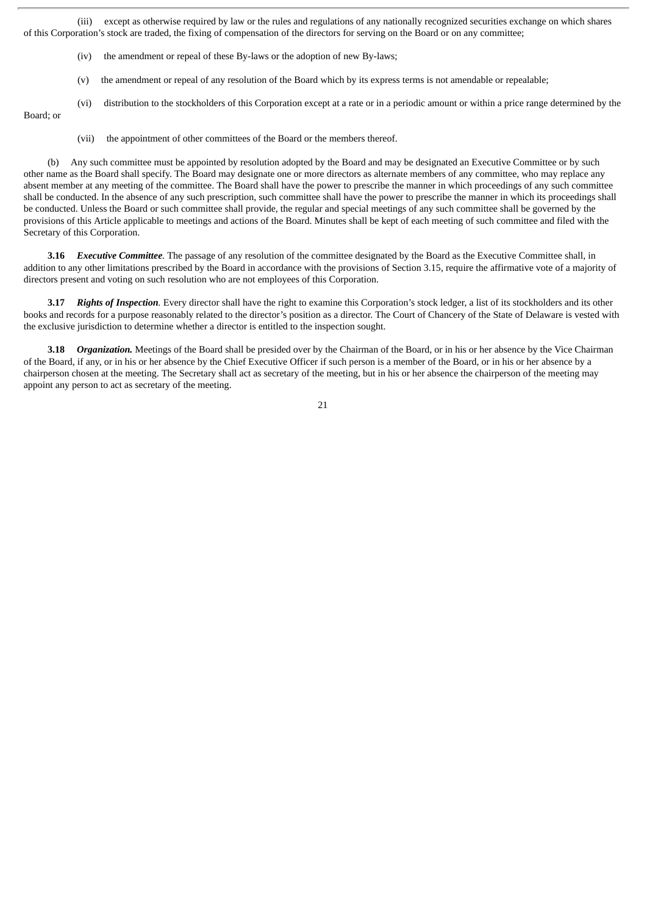(iii) except as otherwise required by law or the rules and regulations of any nationally recognized securities exchange on which shares of this Corporation's stock are traded, the fixing of compensation of the directors for serving on the Board or on any committee;

(iv) the amendment or repeal of these By-laws or the adoption of new By-laws;

(v) the amendment or repeal of any resolution of the Board which by its express terms is not amendable or repealable;

(vi) distribution to the stockholders of this Corporation except at a rate or in a periodic amount or within a price range determined by the Board; or

(vii) the appointment of other committees of the Board or the members thereof.

(b) Any such committee must be appointed by resolution adopted by the Board and may be designated an Executive Committee or by such other name as the Board shall specify. The Board may designate one or more directors as alternate members of any committee, who may replace any absent member at any meeting of the committee. The Board shall have the power to prescribe the manner in which proceedings of any such committee shall be conducted. In the absence of any such prescription, such committee shall have the power to prescribe the manner in which its proceedings shall be conducted. Unless the Board or such committee shall provide, the regular and special meetings of any such committee shall be governed by the provisions of this Article applicable to meetings and actions of the Board. Minutes shall be kept of each meeting of such committee and filed with the Secretary of this Corporation.

**3.16** ***Executive Committee.*** The passage of any resolution of the committee designated by the Board as the Executive Committee shall, in addition to any other limitations prescribed by the Board in accordance with the provisions of Section 3.15, require the affirmative vote of a majority of directors present and voting on such resolution who are not employees of this Corporation.

**3.17** ***Rights of Inspection.*** Every director shall have the right to examine this Corporation's stock ledger, a list of its stockholders and its other books and records for a purpose reasonably related to the director's position as a director. The Court of Chancery of the State of Delaware is vested with the exclusive jurisdiction to determine whether a director is entitled to the inspection sought.

**3.18** ***Organization.*** Meetings of the Board shall be presided over by the Chairman of the Board, or in his or her absence by the Vice Chairman of the Board, if any, or in his or her absence by the Chief Executive Officer if such person is a member of the Board, or in his or her absence by a chairperson chosen at the meeting. The Secretary shall act as secretary of the meeting, but in his or her absence the chairperson of the meeting may appoint any person to act as secretary of the meeting.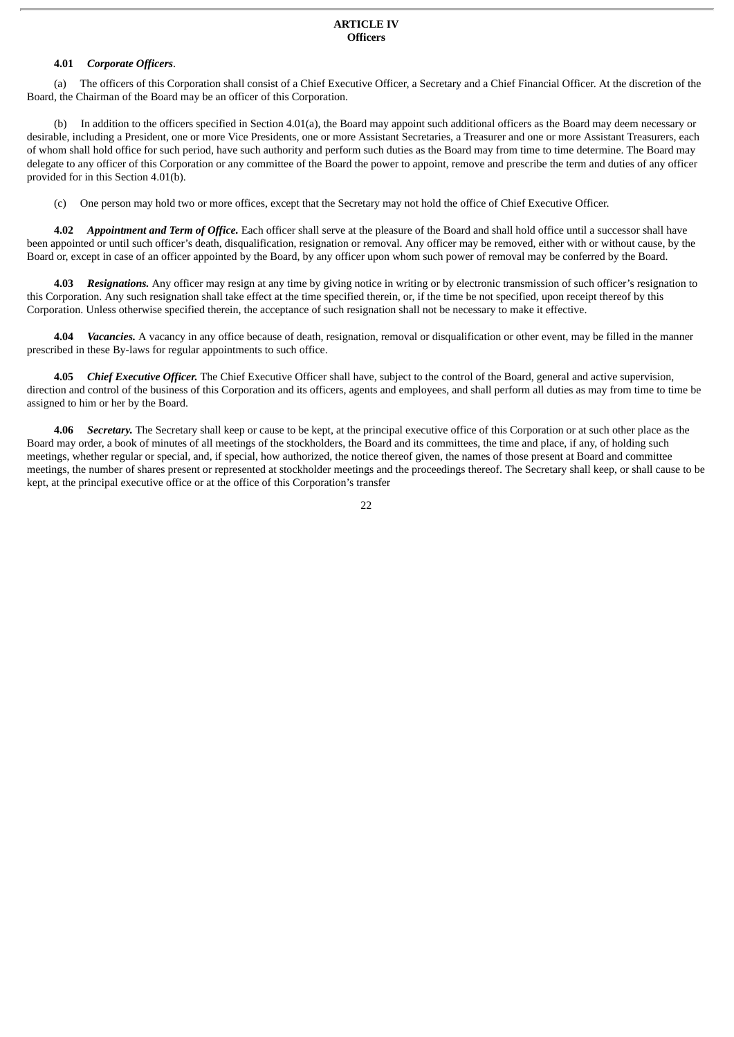## ARTICLE IV
## Officers

**4.01** ***Corporate Officers***.

(a) The officers of this Corporation shall consist of a Chief Executive Officer, a Secretary and a Chief Financial Officer. At the discretion of the Board, the Chairman of the Board may be an officer of this Corporation.

(b) In addition to the officers specified in Section 4.01(a), the Board may appoint such additional officers as the Board may deem necessary or desirable, including a President, one or more Vice Presidents, one or more Assistant Secretaries, a Treasurer and one or more Assistant Treasurers, each of whom shall hold office for such period, have such authority and perform such duties as the Board may from time to time determine. The Board may delegate to any officer of this Corporation or any committee of the Board the power to appoint, remove and prescribe the term and duties of any officer provided for in this Section 4.01(b).

(c) One person may hold two or more offices, except that the Secretary may not hold the office of Chief Executive Officer.

**4.02** ***Appointment and Term of Office.*** Each officer shall serve at the pleasure of the Board and shall hold office until a successor shall have been appointed or until such officer's death, disqualification, resignation or removal. Any officer may be removed, either with or without cause, by the Board or, except in case of an officer appointed by the Board, by any officer upon whom such power of removal may be conferred by the Board.

**4.03** ***Resignations.*** Any officer may resign at any time by giving notice in writing or by electronic transmission of such officer's resignation to this Corporation. Any such resignation shall take effect at the time specified therein, or, if the time be not specified, upon receipt thereof by this Corporation. Unless otherwise specified therein, the acceptance of such resignation shall not be necessary to make it effective.

**4.04** ***Vacancies.*** A vacancy in any office because of death, resignation, removal or disqualification or other event, may be filled in the manner prescribed in these By-laws for regular appointments to such office.

**4.05** ***Chief Executive Officer.*** The Chief Executive Officer shall have, subject to the control of the Board, general and active supervision, direction and control of the business of this Corporation and its officers, agents and employees, and shall perform all duties as may from time to time be assigned to him or her by the Board.

**4.06** ***Secretary.*** The Secretary shall keep or cause to be kept, at the principal executive office of this Corporation or at such other place as the Board may order, a book of minutes of all meetings of the stockholders, the Board and its committees, the time and place, if any, of holding such meetings, whether regular or special, and, if special, how authorized, the notice thereof given, the names of those present at Board and committee meetings, the number of shares present or represented at stockholder meetings and the proceedings thereof. The Secretary shall keep, or shall cause to be kept, at the principal executive office or at the office of this Corporation's transfer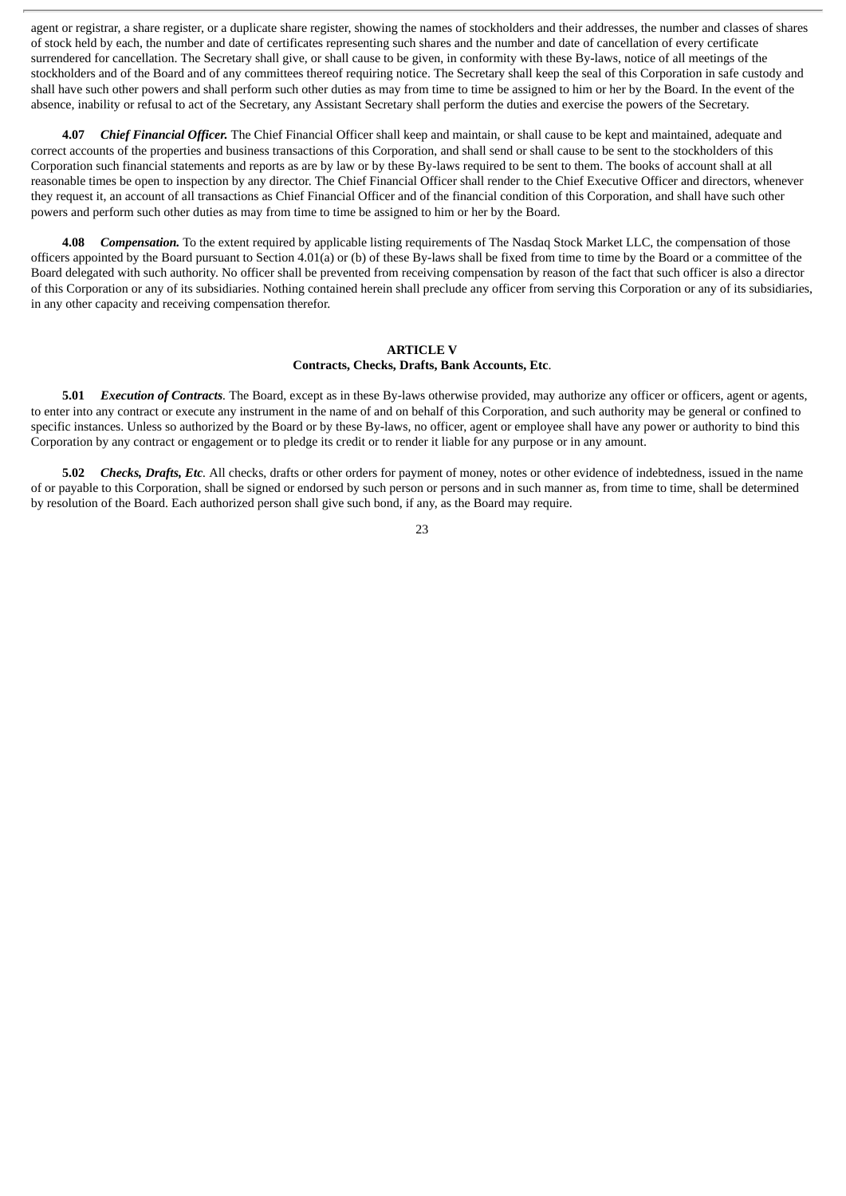agent or registrar, a share register, or a duplicate share register, showing the names of stockholders and their addresses, the number and classes of shares of stock held by each, the number and date of certificates representing such shares and the number and date of cancellation of every certificate surrendered for cancellation. The Secretary shall give, or shall cause to be given, in conformity with these By-laws, notice of all meetings of the stockholders and of the Board and of any committees thereof requiring notice. The Secretary shall keep the seal of this Corporation in safe custody and shall have such other powers and shall perform such other duties as may from time to time be assigned to him or her by the Board. In the event of the absence, inability or refusal to act of the Secretary, any Assistant Secretary shall perform the duties and exercise the powers of the Secretary.

**4.07** ***Chief Financial Officer.*** The Chief Financial Officer shall keep and maintain, or shall cause to be kept and maintained, adequate and correct accounts of the properties and business transactions of this Corporation, and shall send or shall cause to be sent to the stockholders of this Corporation such financial statements and reports as are by law or by these By-laws required to be sent to them. The books of account shall at all reasonable times be open to inspection by any director. The Chief Financial Officer shall render to the Chief Executive Officer and directors, whenever they request it, an account of all transactions as Chief Financial Officer and of the financial condition of this Corporation, and shall have such other powers and perform such other duties as may from time to time be assigned to him or her by the Board.

**4.08** ***Compensation.*** To the extent required by applicable listing requirements of The Nasdaq Stock Market LLC, the compensation of those officers appointed by the Board pursuant to Section 4.01(a) or (b) of these By-laws shall be fixed from time to time by the Board or a committee of the Board delegated with such authority. No officer shall be prevented from receiving compensation by reason of the fact that such officer is also a director of this Corporation or any of its subsidiaries. Nothing contained herein shall preclude any officer from serving this Corporation or any of its subsidiaries, in any other capacity and receiving compensation therefor.

## ARTICLE V
## Contracts, Checks, Drafts, Bank Accounts, Etc.

**5.01** ***Execution of Contracts.*** The Board, except as in these By-laws otherwise provided, may authorize any officer or officers, agent or agents, to enter into any contract or execute any instrument in the name of and on behalf of this Corporation, and such authority may be general or confined to specific instances. Unless so authorized by the Board or by these By-laws, no officer, agent or employee shall have any power or authority to bind this Corporation by any contract or engagement or to pledge its credit or to render it liable for any purpose or in any amount.

**5.02** ***Checks, Drafts, Etc.*** All checks, drafts or other orders for payment of money, notes or other evidence of indebtedness, issued in the name of or payable to this Corporation, shall be signed or endorsed by such person or persons and in such manner as, from time to time, shall be determined by resolution of the Board. Each authorized person shall give such bond, if any, as the Board may require.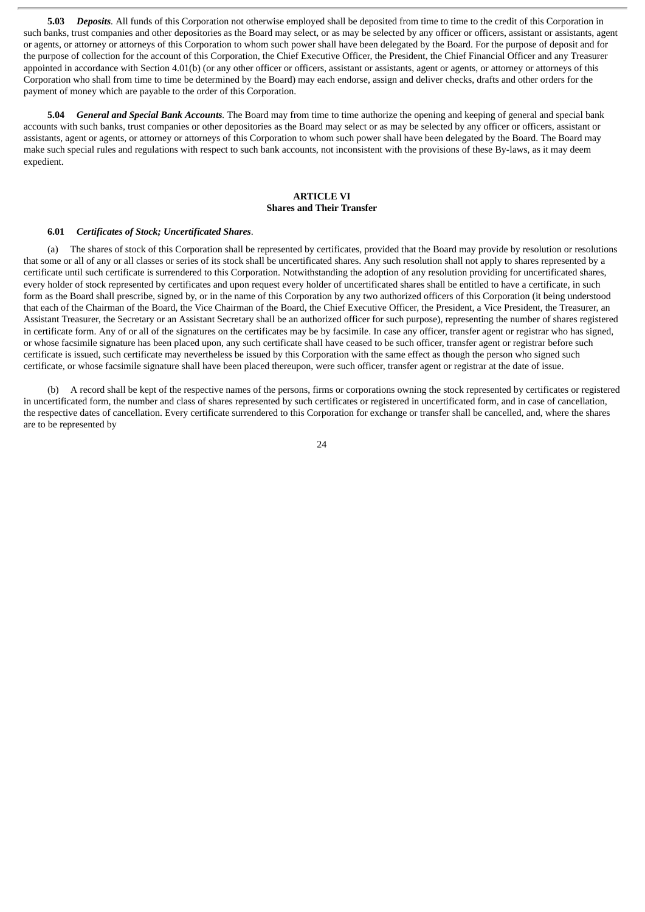**5.03** ***Deposits***. All funds of this Corporation not otherwise employed shall be deposited from time to time to the credit of this Corporation in such banks, trust companies and other depositories as the Board may select, or as may be selected by any officer or officers, assistant or assistants, agent or agents, or attorney or attorneys of this Corporation to whom such power shall have been delegated by the Board. For the purpose of deposit and for the purpose of collection for the account of this Corporation, the Chief Executive Officer, the President, the Chief Financial Officer and any Treasurer appointed in accordance with Section 4.01(b) (or any other officer or officers, assistant or assistants, agent or agents, or attorney or attorneys of this Corporation who shall from time to time be determined by the Board) may each endorse, assign and deliver checks, drafts and other orders for the payment of money which are payable to the order of this Corporation.

**5.04** ***General and Special Bank Accounts***. The Board may from time to time authorize the opening and keeping of general and special bank accounts with such banks, trust companies or other depositories as the Board may select or as may be selected by any officer or officers, assistant or assistants, agent or agents, or attorney or attorneys of this Corporation to whom such power shall have been delegated by the Board. The Board may make such special rules and regulations with respect to such bank accounts, not inconsistent with the provisions of these By-laws, as it may deem expedient.

## ARTICLE VI
## Shares and Their Transfer

**6.01** ***Certificates of Stock; Uncertificated Shares***.

(a) The shares of stock of this Corporation shall be represented by certificates, provided that the Board may provide by resolution or resolutions that some or all of any or all classes or series of its stock shall be uncertificated shares. Any such resolution shall not apply to shares represented by a certificate until such certificate is surrendered to this Corporation. Notwithstanding the adoption of any resolution providing for uncertificated shares, every holder of stock represented by certificates and upon request every holder of uncertificated shares shall be entitled to have a certificate, in such form as the Board shall prescribe, signed by, or in the name of this Corporation by any two authorized officers of this Corporation (it being understood that each of the Chairman of the Board, the Vice Chairman of the Board, the Chief Executive Officer, the President, a Vice President, the Treasurer, an Assistant Treasurer, the Secretary or an Assistant Secretary shall be an authorized officer for such purpose), representing the number of shares registered in certificate form. Any of or all of the signatures on the certificates may be by facsimile. In case any officer, transfer agent or registrar who has signed, or whose facsimile signature has been placed upon, any such certificate shall have ceased to be such officer, transfer agent or registrar before such certificate is issued, such certificate may nevertheless be issued by this Corporation with the same effect as though the person who signed such certificate, or whose facsimile signature shall have been placed thereupon, were such officer, transfer agent or registrar at the date of issue.

(b) A record shall be kept of the respective names of the persons, firms or corporations owning the stock represented by certificates or registered in uncertificated form, the number and class of shares represented by such certificates or registered in uncertificated form, and in case of cancellation, the respective dates of cancellation. Every certificate surrendered to this Corporation for exchange or transfer shall be cancelled, and, where the shares are to be represented by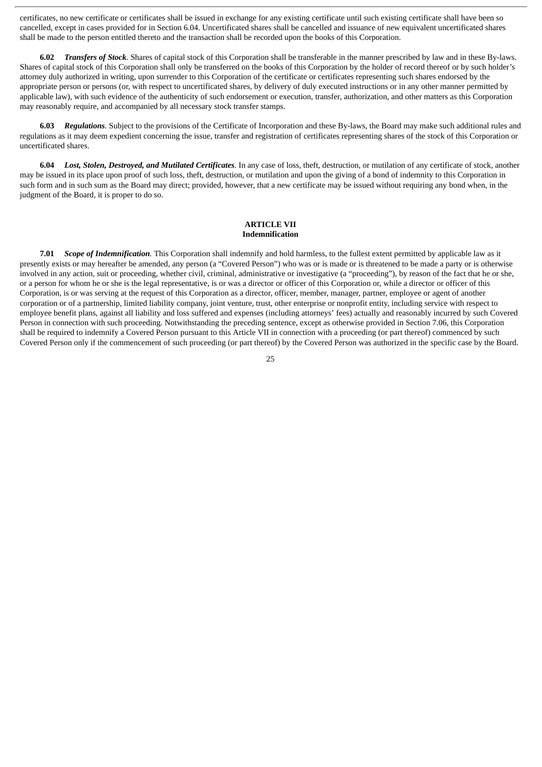certificates, no new certificate or certificates shall be issued in exchange for any existing certificate until such existing certificate shall have been so cancelled, except in cases provided for in Section 6.04. Uncertificated shares shall be cancelled and issuance of new equivalent uncertificated shares shall be made to the person entitled thereto and the transaction shall be recorded upon the books of this Corporation.

**6.02** ***Transfers of Stock***. Shares of capital stock of this Corporation shall be transferable in the manner prescribed by law and in these By-laws. Shares of capital stock of this Corporation shall only be transferred on the books of this Corporation by the holder of record thereof or by such holder's attorney duly authorized in writing, upon surrender to this Corporation of the certificate or certificates representing such shares endorsed by the appropriate person or persons (or, with respect to uncertificated shares, by delivery of duly executed instructions or in any other manner permitted by applicable law), with such evidence of the authenticity of such endorsement or execution, transfer, authorization, and other matters as this Corporation may reasonably require, and accompanied by all necessary stock transfer stamps.

**6.03** ***Regulations***. Subject to the provisions of the Certificate of Incorporation and these By-laws, the Board may make such additional rules and regulations as it may deem expedient concerning the issue, transfer and registration of certificates representing shares of the stock of this Corporation or uncertificated shares.

**6.04** ***Lost, Stolen, Destroyed, and Mutilated Certificates***. In any case of loss, theft, destruction, or mutilation of any certificate of stock, another may be issued in its place upon proof of such loss, theft, destruction, or mutilation and upon the giving of a bond of indemnity to this Corporation in such form and in such sum as the Board may direct; provided, however, that a new certificate may be issued without requiring any bond when, in the judgment of the Board, it is proper to do so.

## ARTICLE VII
## Indemnification

**7.01** ***Scope of Indemnification***. This Corporation shall indemnify and hold harmless, to the fullest extent permitted by applicable law as it presently exists or may hereafter be amended, any person (a "Covered Person") who was or is made or is threatened to be made a party or is otherwise involved in any action, suit or proceeding, whether civil, criminal, administrative or investigative (a "proceeding"), by reason of the fact that he or she, or a person for whom he or she is the legal representative, is or was a director or officer of this Corporation or, while a director or officer of this Corporation, is or was serving at the request of this Corporation as a director, officer, member, manager, partner, employee or agent of another corporation or of a partnership, limited liability company, joint venture, trust, other enterprise or nonprofit entity, including service with respect to employee benefit plans, against all liability and loss suffered and expenses (including attorneys' fees) actually and reasonably incurred by such Covered Person in connection with such proceeding. Notwithstanding the preceding sentence, except as otherwise provided in Section 7.06, this Corporation shall be required to indemnify a Covered Person pursuant to this Article VII in connection with a proceeding (or part thereof) commenced by such Covered Person only if the commencement of such proceeding (or part thereof) by the Covered Person was authorized in the specific case by the Board.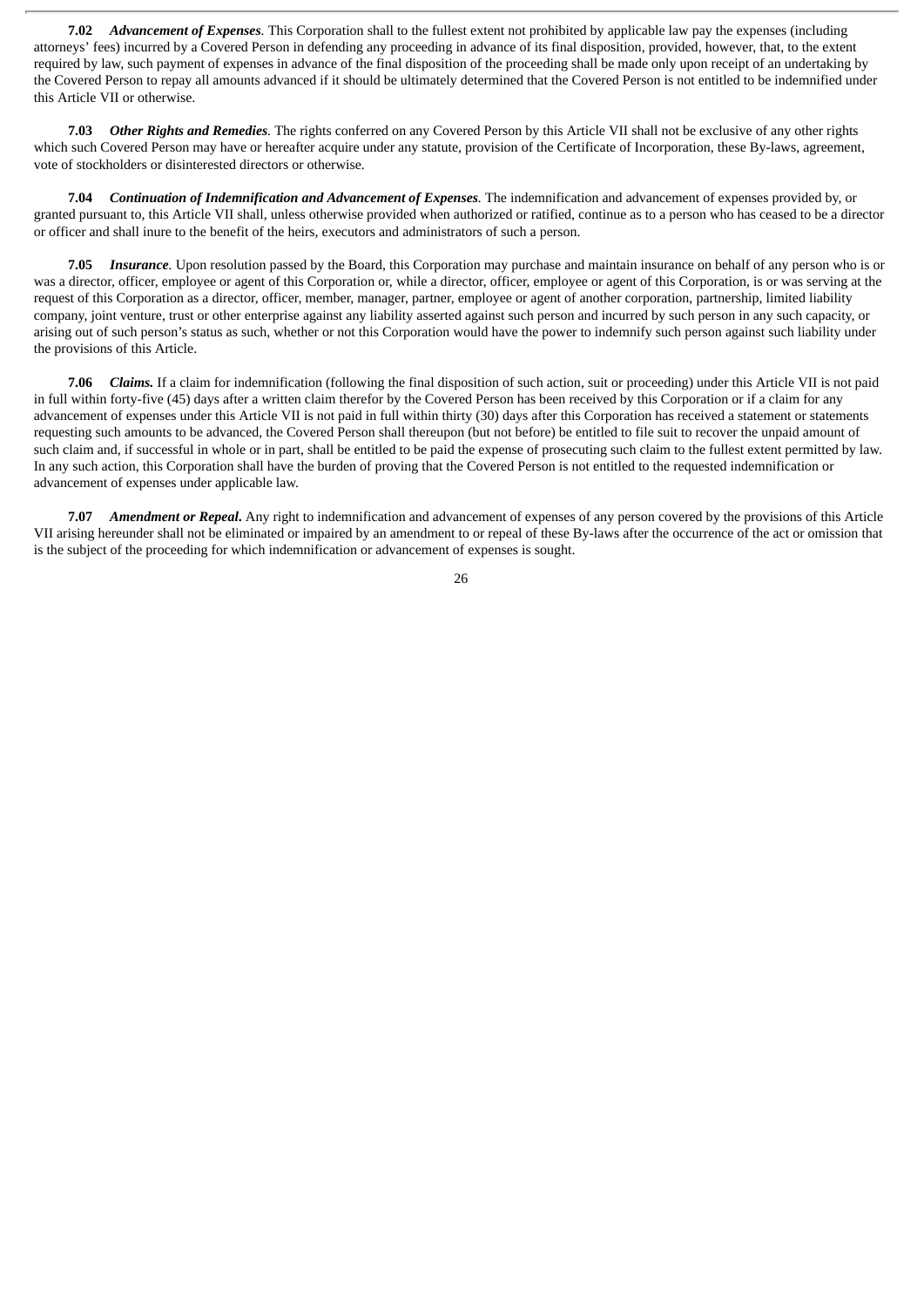**7.02** ***Advancement of Expenses***. This Corporation shall to the fullest extent not prohibited by applicable law pay the expenses (including attorneys' fees) incurred by a Covered Person in defending any proceeding in advance of its final disposition, provided, however, that, to the extent required by law, such payment of expenses in advance of the final disposition of the proceeding shall be made only upon receipt of an undertaking by the Covered Person to repay all amounts advanced if it should be ultimately determined that the Covered Person is not entitled to be indemnified under this Article VII or otherwise.

**7.03** ***Other Rights and Remedies***. The rights conferred on any Covered Person by this Article VII shall not be exclusive of any other rights which such Covered Person may have or hereafter acquire under any statute, provision of the Certificate of Incorporation, these By-laws, agreement, vote of stockholders or disinterested directors or otherwise.

**7.04** ***Continuation of Indemnification and Advancement of Expenses***. The indemnification and advancement of expenses provided by, or granted pursuant to, this Article VII shall, unless otherwise provided when authorized or ratified, continue as to a person who has ceased to be a director or officer and shall inure to the benefit of the heirs, executors and administrators of such a person.

**7.05** ***Insurance***. Upon resolution passed by the Board, this Corporation may purchase and maintain insurance on behalf of any person who is or was a director, officer, employee or agent of this Corporation or, while a director, officer, employee or agent of this Corporation, is or was serving at the request of this Corporation as a director, officer, member, manager, partner, employee or agent of another corporation, partnership, limited liability company, joint venture, trust or other enterprise against any liability asserted against such person and incurred by such person in any such capacity, or arising out of such person's status as such, whether or not this Corporation would have the power to indemnify such person against such liability under the provisions of this Article.

**7.06** ***Claims.*** If a claim for indemnification (following the final disposition of such action, suit or proceeding) under this Article VII is not paid in full within forty-five (45) days after a written claim therefor by the Covered Person has been received by this Corporation or if a claim for any advancement of expenses under this Article VII is not paid in full within thirty (30) days after this Corporation has received a statement or statements requesting such amounts to be advanced, the Covered Person shall thereupon (but not before) be entitled to file suit to recover the unpaid amount of such claim and, if successful in whole or in part, shall be entitled to be paid the expense of prosecuting such claim to the fullest extent permitted by law. In any such action, this Corporation shall have the burden of proving that the Covered Person is not entitled to the requested indemnification or advancement of expenses under applicable law.

**7.07** ***Amendment or Repeal***. Any right to indemnification and advancement of expenses of any person covered by the provisions of this Article VII arising hereunder shall not be eliminated or impaired by an amendment to or repeal of these By-laws after the occurrence of the act or omission that is the subject of the proceeding for which indemnification or advancement of expenses is sought.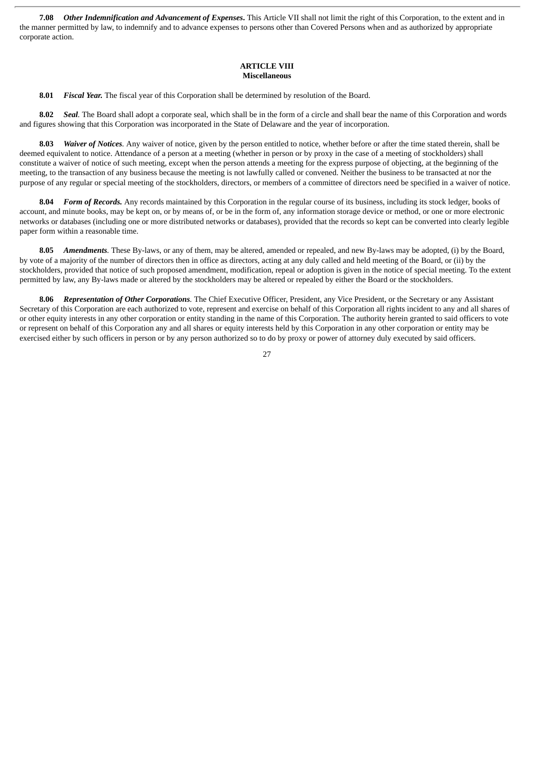**7.08** ***Other Indemnification and Advancement of Expenses***. This Article VII shall not limit the right of this Corporation, to the extent and in the manner permitted by law, to indemnify and to advance expenses to persons other than Covered Persons when and as authorized by appropriate corporate action.

## ARTICLE VIII
## Miscellaneous

**8.01** ***Fiscal Year.*** The fiscal year of this Corporation shall be determined by resolution of the Board.

**8.02** ***Seal***. The Board shall adopt a corporate seal, which shall be in the form of a circle and shall bear the name of this Corporation and words and figures showing that this Corporation was incorporated in the State of Delaware and the year of incorporation.

**8.03** ***Waiver of Notices***. Any waiver of notice, given by the person entitled to notice, whether before or after the time stated therein, shall be deemed equivalent to notice. Attendance of a person at a meeting (whether in person or by proxy in the case of a meeting of stockholders) shall constitute a waiver of notice of such meeting, except when the person attends a meeting for the express purpose of objecting, at the beginning of the meeting, to the transaction of any business because the meeting is not lawfully called or convened. Neither the business to be transacted at nor the purpose of any regular or special meeting of the stockholders, directors, or members of a committee of directors need be specified in a waiver of notice.

**8.04** ***Form of Records.*** Any records maintained by this Corporation in the regular course of its business, including its stock ledger, books of account, and minute books, may be kept on, or by means of, or be in the form of, any information storage device or method, or one or more electronic networks or databases (including one or more distributed networks or databases), provided that the records so kept can be converted into clearly legible paper form within a reasonable time.

**8.05** ***Amendments***. These By-laws, or any of them, may be altered, amended or repealed, and new By-laws may be adopted, (i) by the Board, by vote of a majority of the number of directors then in office as directors, acting at any duly called and held meeting of the Board, or (ii) by the stockholders, provided that notice of such proposed amendment, modification, repeal or adoption is given in the notice of special meeting. To the extent permitted by law, any By-laws made or altered by the stockholders may be altered or repealed by either the Board or the stockholders.

**8.06** ***Representation of Other Corporations***. The Chief Executive Officer, President, any Vice President, or the Secretary or any Assistant Secretary of this Corporation are each authorized to vote, represent and exercise on behalf of this Corporation all rights incident to any and all shares of or other equity interests in any other corporation or entity standing in the name of this Corporation. The authority herein granted to said officers to vote or represent on behalf of this Corporation any and all shares or equity interests held by this Corporation in any other corporation or entity may be exercised either by such officers in person or by any person authorized so to do by proxy or power of attorney duly executed by said officers.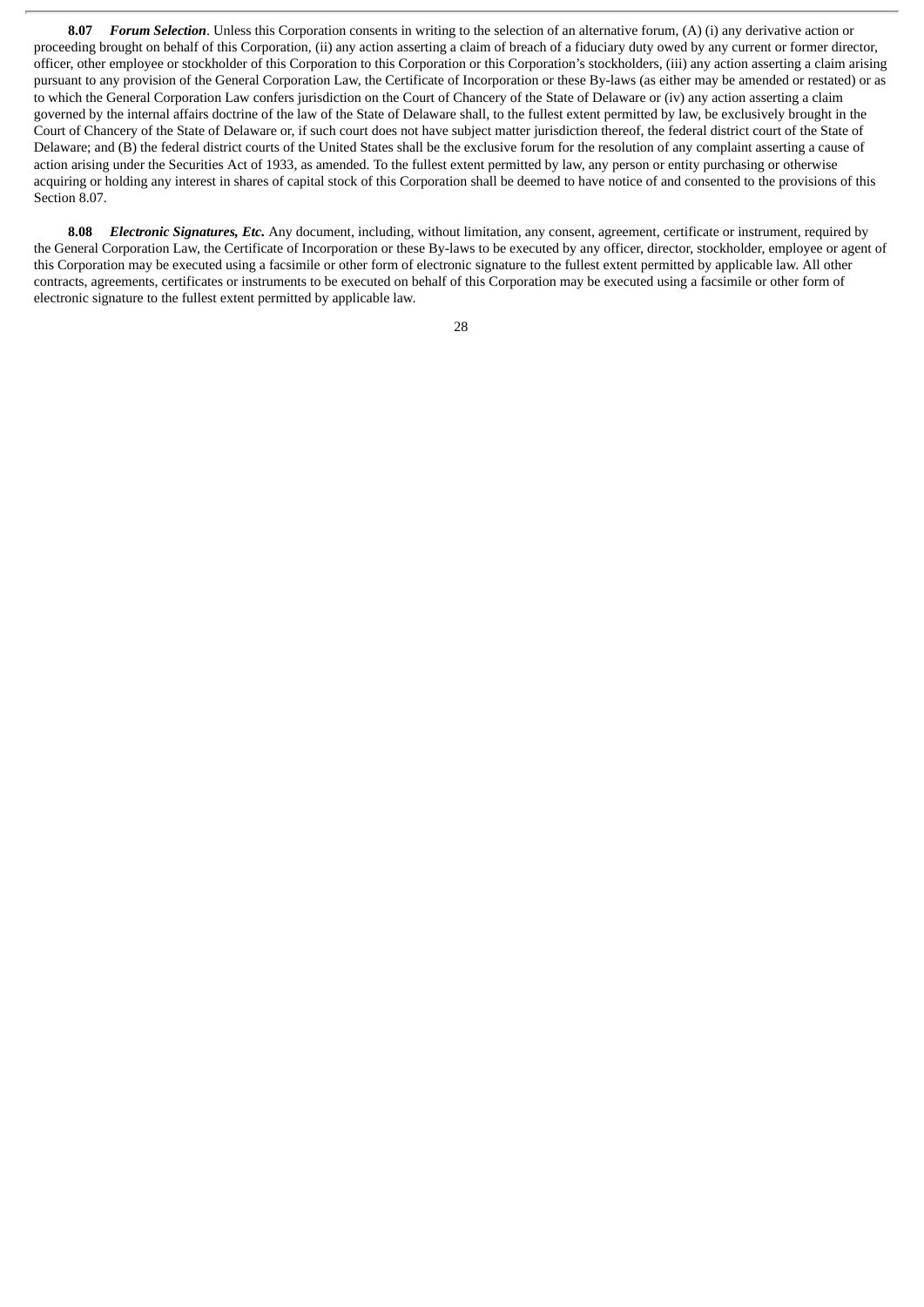**8.07** ***Forum Selection***. Unless this Corporation consents in writing to the selection of an alternative forum, (A) (i) any derivative action or proceeding brought on behalf of this Corporation, (ii) any action asserting a claim of breach of a fiduciary duty owed by any current or former director, officer, other employee or stockholder of this Corporation to this Corporation or this Corporation's stockholders, (iii) any action asserting a claim arising pursuant to any provision of the General Corporation Law, the Certificate of Incorporation or these By-laws (as either may be amended or restated) or as to which the General Corporation Law confers jurisdiction on the Court of Chancery of the State of Delaware or (iv) any action asserting a claim governed by the internal affairs doctrine of the law of the State of Delaware shall, to the fullest extent permitted by law, be exclusively brought in the Court of Chancery of the State of Delaware or, if such court does not have subject matter jurisdiction thereof, the federal district court of the State of Delaware; and (B) the federal district courts of the United States shall be the exclusive forum for the resolution of any complaint asserting a cause of action arising under the Securities Act of 1933, as amended. To the fullest extent permitted by law, any person or entity purchasing or otherwise acquiring or holding any interest in shares of capital stock of this Corporation shall be deemed to have notice of and consented to the provisions of this Section 8.07.

**8.08** ***Electronic Signatures, Etc.*** Any document, including, without limitation, any consent, agreement, certificate or instrument, required by the General Corporation Law, the Certificate of Incorporation or these By-laws to be executed by any officer, director, stockholder, employee or agent of this Corporation may be executed using a facsimile or other form of electronic signature to the fullest extent permitted by applicable law. All other contracts, agreements, certificates or instruments to be executed on behalf of this Corporation may be executed using a facsimile or other form of electronic signature to the fullest extent permitted by applicable law.